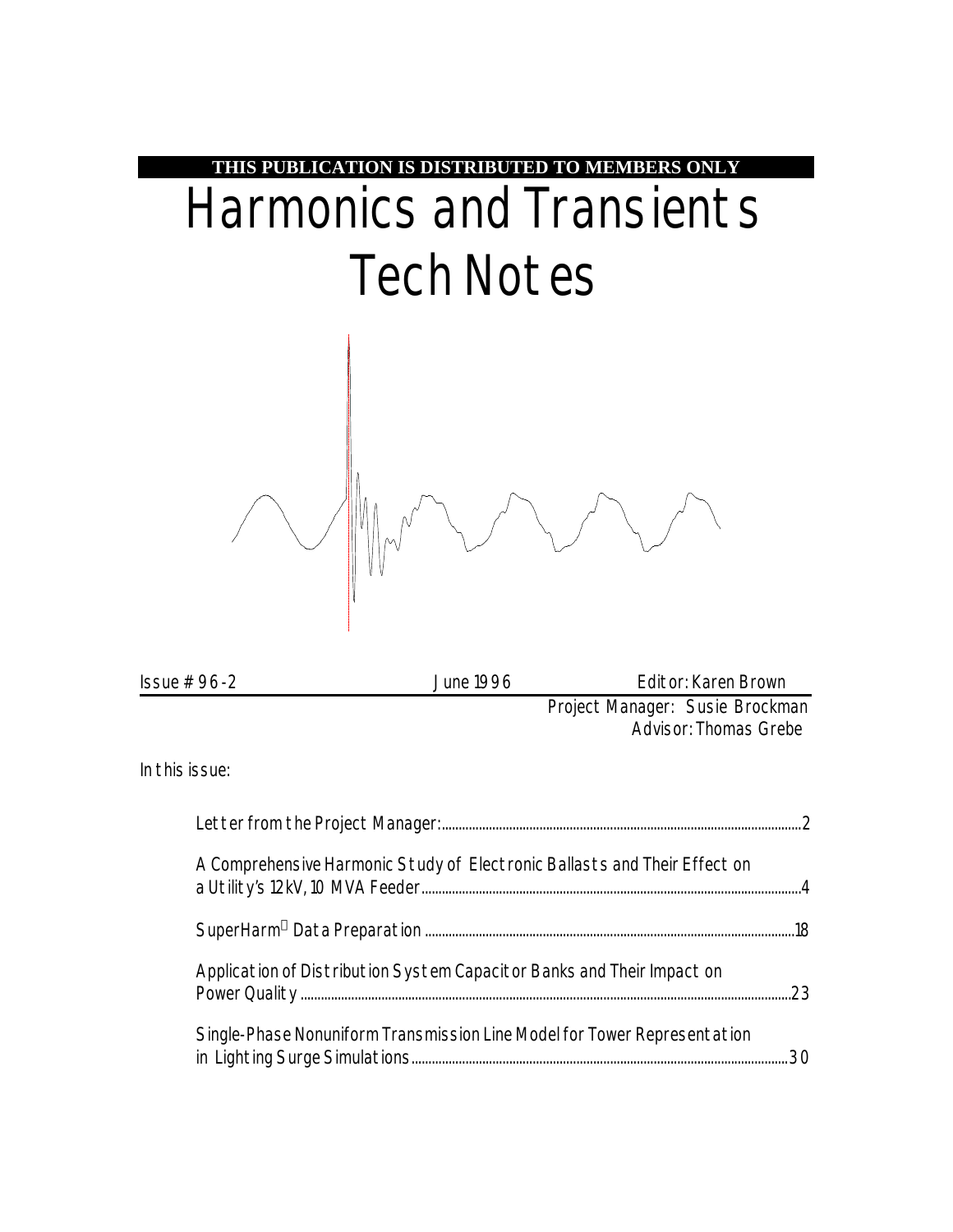**THIS PUBLICATION IS DISTRIBUTED TO MEMBERS ONLY**

# Harmonics and Transients Tech Notes

Issue # 96-2 | June 1996 | Editor: Karen Brown

Project Manager: Susie Brockman

Advisor: Thomas Grebe

In this issue:

- Letter from the Project Manager: ........ 2
- A Comprehensive Harmonic Study of Electronic Ballasts and Their Effect on a Utility's 12 kV, 10 MVA Feeder ........ 4
- SuperHarm® Data Preparation ........ 18
- Application of Distribution System Capacitor Banks and Their Impact on Power Quality ........ 23
- Single-Phase Nonuniform Transmission Line Model for Tower Representation in Lighting Surge Simulations ........ 30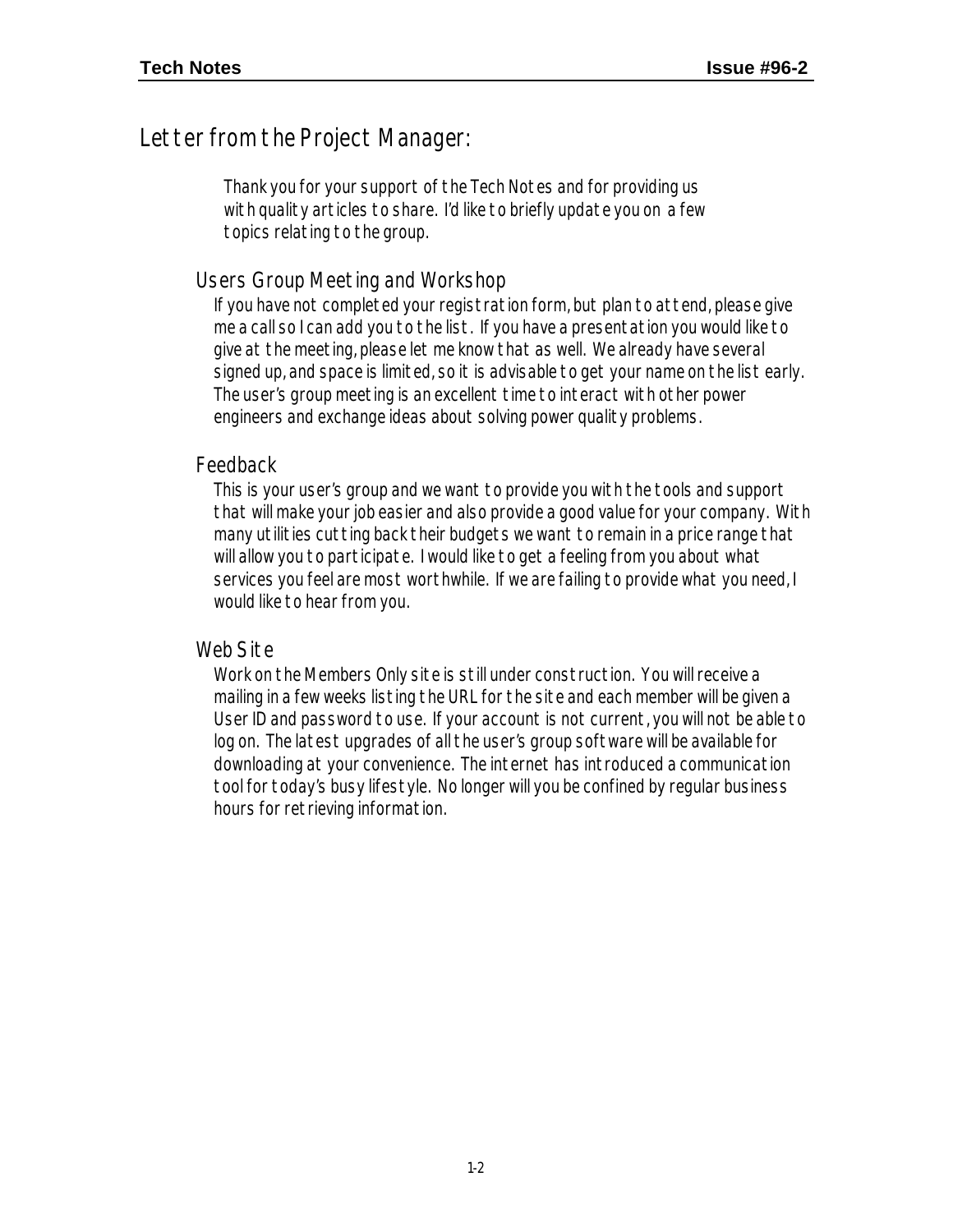# Letter from the Project Manager:

Thank you for your support of the Tech Notes and for providing us with quality articles to share. I'd like to briefly update you on a few topics relating to the group.

## Users Group Meeting and Workshop

If you have not completed your registration form, but plan to attend, please give me a call so I can add you to the list. If you have a presentation you would like to give at the meeting, please let me know that as well. We already have several signed up, and space is limited, so it is advisable to get your name on the list early. The user's group meeting is an excellent time to interact with other power engineers and exchange ideas about solving power quality problems.

## Feedback

This is your user's group and we want to provide you with the tools and support that will make your job easier and also provide a good value for your company. With many utilities cutting back their budgets we want to remain in a price range that will allow you to participate. I would like to get a feeling from you about what services you feel are most worthwhile. If we are failing to provide what you need, I would like to hear from you.

## Web Site

Work on the Members Only site is still under construction. You will receive a mailing in a few weeks listing the URL for the site and each member will be given a User ID and password to use. If your account is not current, you will not be able to log on. The latest upgrades of all the user's group software will be available for downloading at your convenience. The internet has introduced a communication tool for today's busy lifestyle. No longer will you be confined by regular business hours for retrieving information.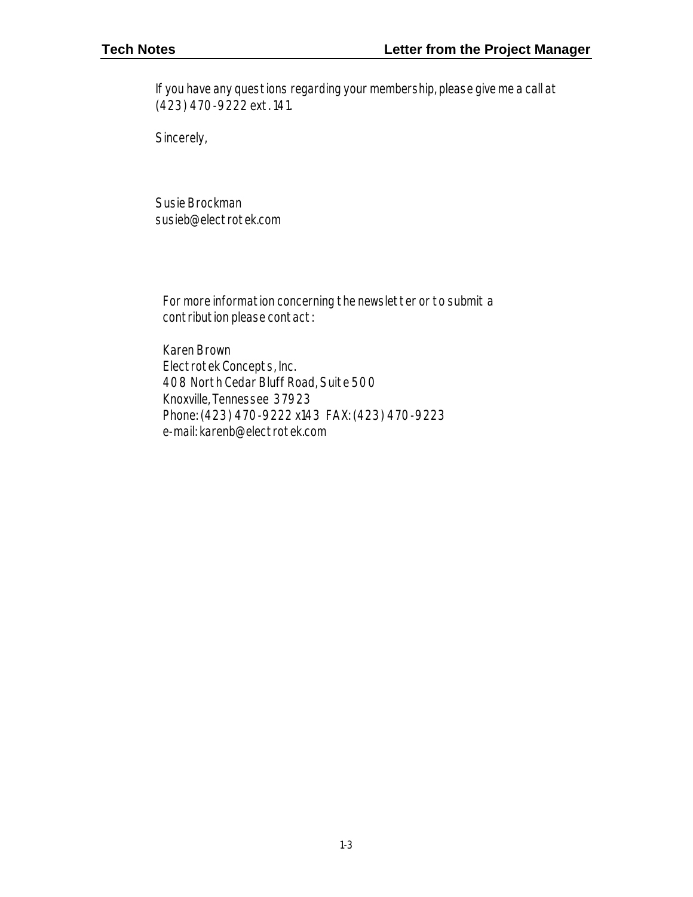If you have any questions regarding your membership, please give me a call at (423) 470-9222 ext. 141.

Sincerely,

Susie Brockman
susieb@electrotek.com

For more information concerning the newsletter or to submit a contribution please contact:

Karen Brown
Electrotek Concepts, Inc.
408 North Cedar Bluff Road, Suite 500
Knoxville, Tennessee 37923
Phone: (423) 470-9222 x143 FAX: (423) 470-9223
e-mail: karenb@electrotek.com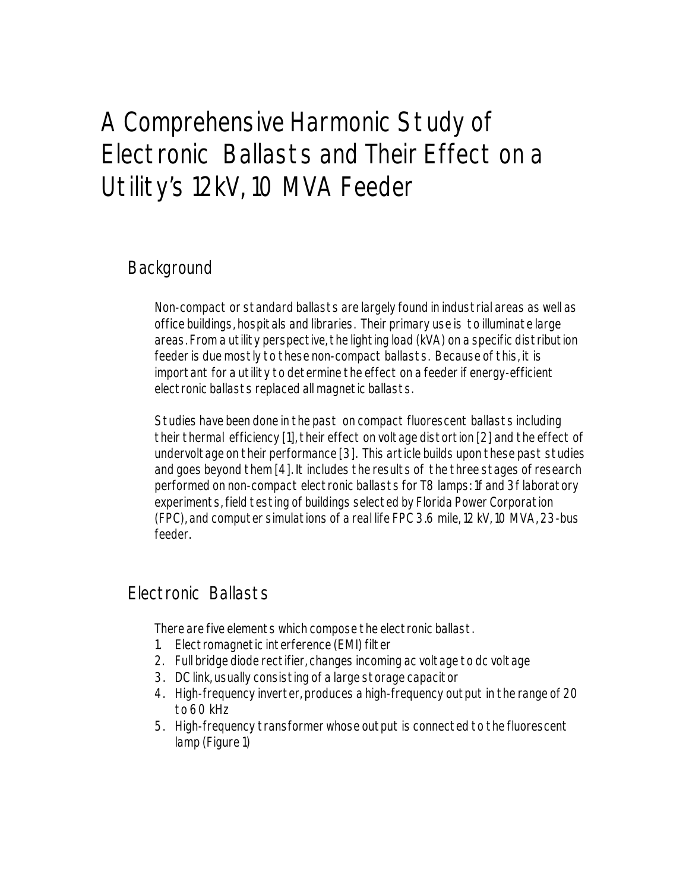// A Comprehensive Harmonic Study of Electronic Ballasts and Their Effect on a Utility's 12 kV, 10 MVA Feeder

## Background

Non-compact or standard ballasts are largely found in industrial areas as well as office buildings, hospitals and libraries. Their primary use is to illuminate large areas. From a utility perspective, the lighting load (kVA) on a specific distribution feeder is due mostly to these non-compact ballasts. Because of this, it is important for a utility to determine the effect on a feeder if energy-efficient electronic ballasts replaced all magnetic ballasts.

Studies have been done in the past on compact fluorescent ballasts including their thermal efficiency [1], their effect on voltage distortion [2] and the effect of undervoltage on their performance [3]. This article builds upon these past studies and goes beyond them [4]. It includes the results of the three stages of research performed on non-compact electronic ballasts for T8 lamps: 1f and 3f laboratory experiments, field testing of buildings selected by Florida Power Corporation (FPC), and computer simulations of a real life FPC 3.6 mile, 12 kV, 10 MVA, 23-bus feeder.

## Electronic Ballasts

There are five elements which compose the electronic ballast.

1. Electromagnetic interference (EMI) filter
2. Full bridge diode rectifier, changes incoming ac voltage to dc voltage
3. DC link, usually consisting of a large storage capacitor
4. High-frequency inverter, produces a high-frequency output in the range of 20 to 60 kHz
5. High-frequency transformer whose output is connected to the fluorescent lamp (Figure 1)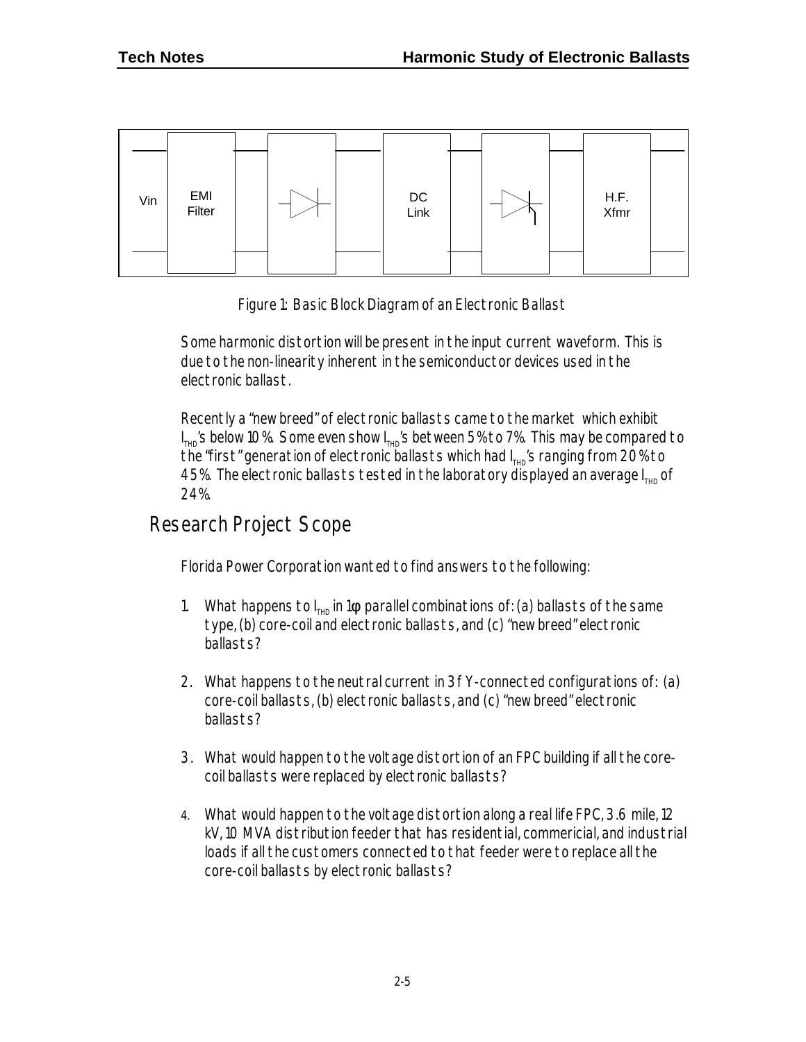Figure 1: Basic Block Diagram of an Electronic Ballast

Some harmonic distortion will be present in the input current waveform. This is due to the non-linearity inherent in the semiconductor devices used in the electronic ballast.

Recently a "new breed" of electronic ballasts came to the market which exhibit $I_{THD}$'s below 10%. Some even show $I_{THD}$'s between 5% to 7%. This may be compared to the "first" generation of electronic ballasts which had $I_{THD}$'s ranging from 20% to 45%. The electronic ballasts tested in the laboratory displayed an average $I_{THD}$ of 24%.

## Research Project Scope

Florida Power Corporation wanted to find answers to the following:

1. What happens to $I_{THD}$ in 1φ parallel combinations of: (a) ballasts of the same type, (b) core-coil and electronic ballasts, and (c) "new breed" electronic ballasts?

2. What happens to the neutral current in 3f Y-connected configurations of: (a) core-coil ballasts, (b) electronic ballasts, and (c) "new breed" electronic ballasts?

3. What would happen to the voltage distortion of an FPC building if all the core-coil ballasts were replaced by electronic ballasts?

4. What would happen to the voltage distortion along a real life FPC, 3.6 mile, 12 kV, 10 MVA distribution feeder that has residential, commericial, and industrial loads if all the customers connected to that feeder were to replace all the core-coil ballasts by electronic ballasts?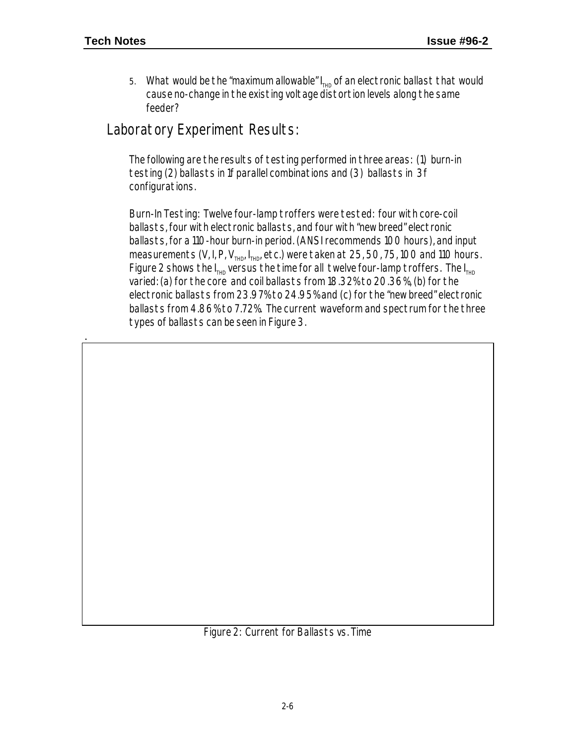5. What would be the "maximum allowable" $I_{THD}$ of an electronic ballast that would cause no-change in the existing voltage distortion levels along the same feeder?

## Laboratory Experiment Results:

The following are the results of testing performed in three areas: (1) burn-in testing (2) ballasts in 1f parallel combinations and (3) ballasts in 3f configurations.

Burn-In Testing: Twelve four-lamp troffers were tested: four with core-coil ballasts, four with electronic ballasts, and four with "new breed" electronic ballasts, for a 110-hour burn-in period. (ANSI recommends 100 hours), and input measurements (V, I, P, $V_{THD}$, $I_{THD}$, etc.) were taken at 25, 50, 75, 100 and 110 hours. Figure 2 shows the $I_{THD}$ versus the time for all twelve four-lamp troffers. The $I_{THD}$ varied: (a) for the core and coil ballasts from 18.32% to 20.36%, (b) for the electronic ballasts from 23.97% to 24.95% and (c) for the "new breed" electronic ballasts from 4.86% to 7.72%. The current waveform and spectrum for the three types of ballasts can be seen in Figure 3.

Figure 2: Current for Ballasts vs. Time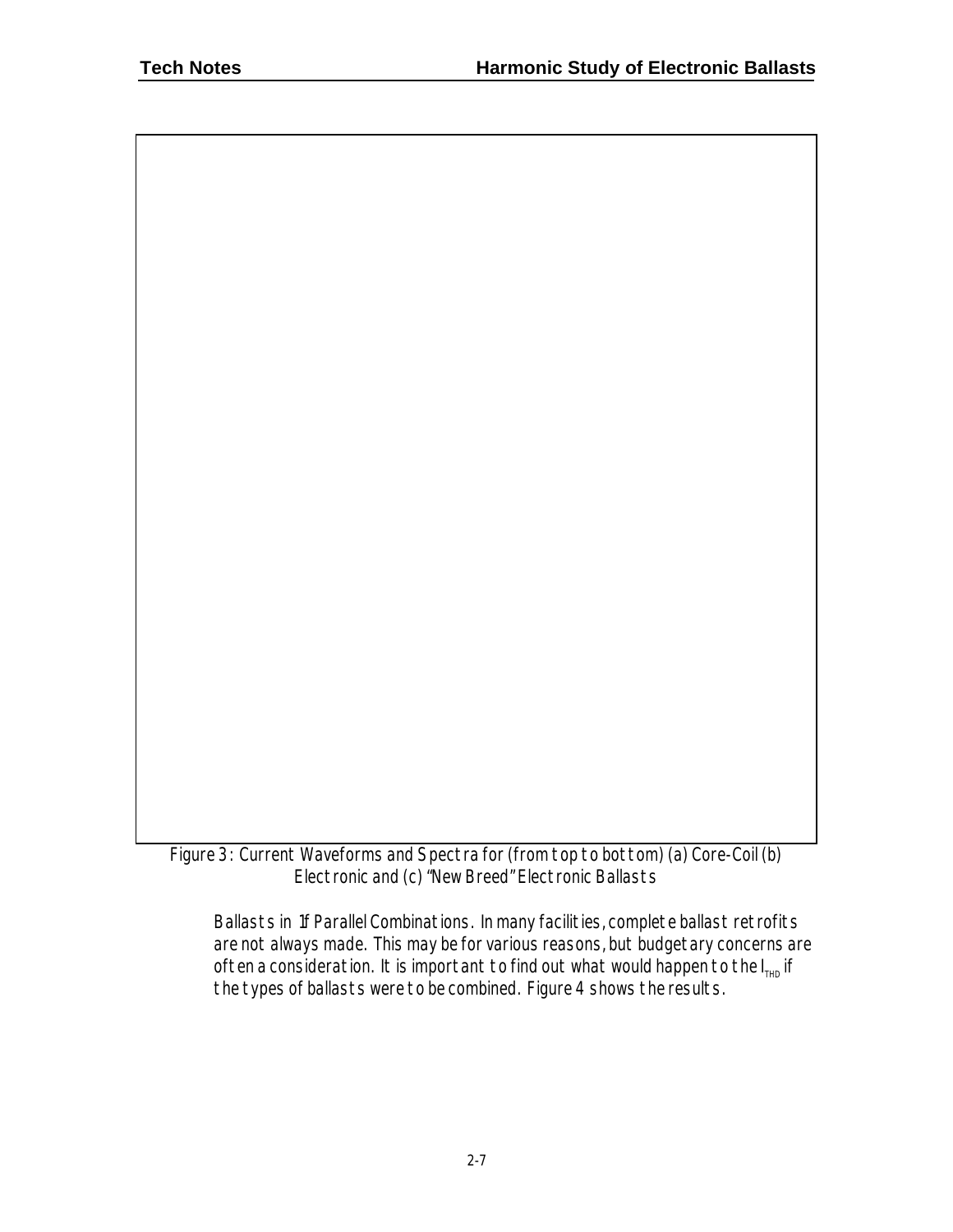Figure 3: Current Waveforms and Spectra for (from top to bottom) (a) Core-Coil (b) Electronic and (c) "New Breed" Electronic Ballasts

*Ballasts in If Parallel Combinations.* In many facilities, complete ballast retrofits are not always made. This may be for various reasons, but budgetary concerns are often a consideration. It is important to find out what would happen to the $I_{THD}$ if the types of ballasts were to be combined. Figure 4 shows the results.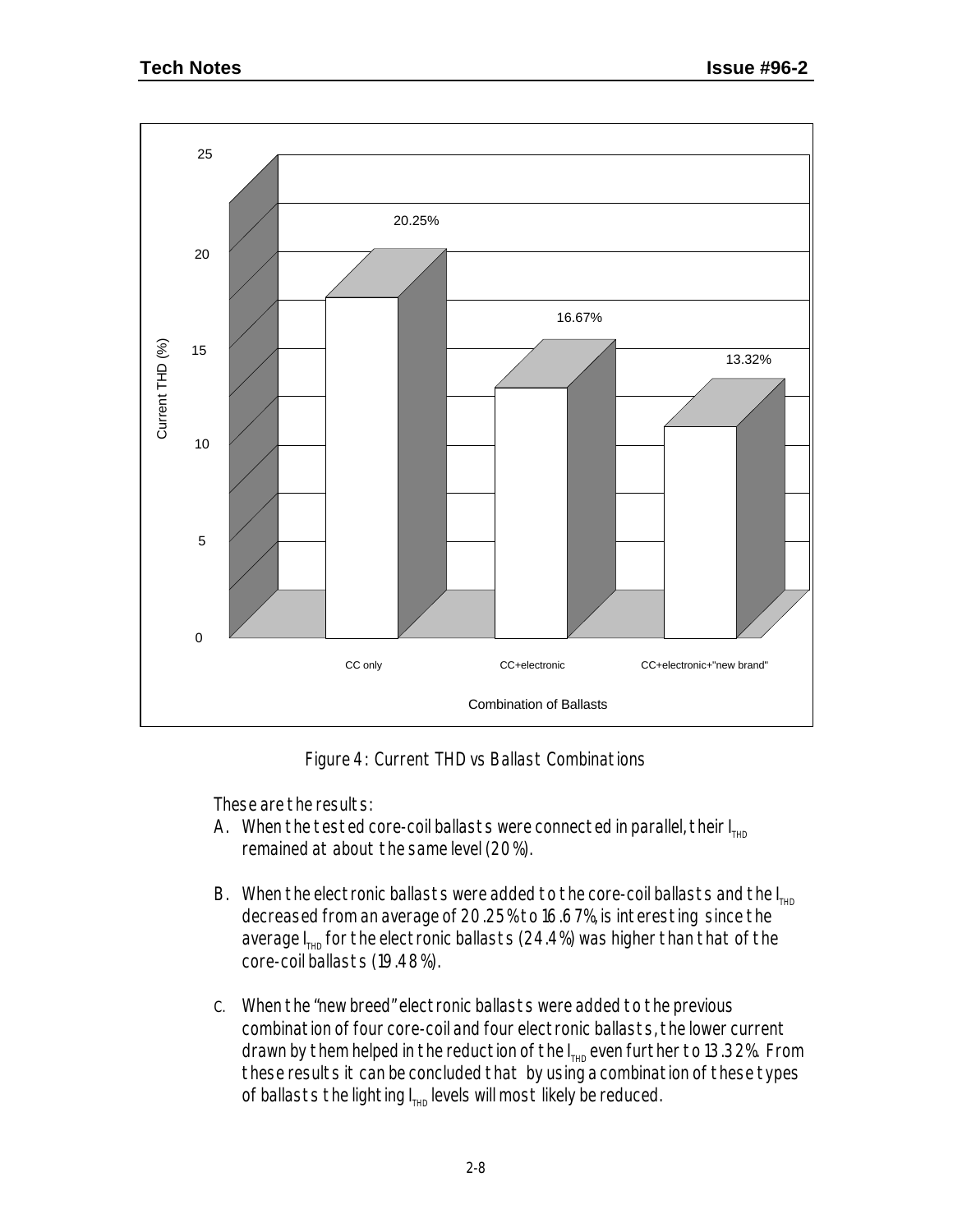Figure 4: Current THD vs Ballast Combinations

These are the results:

A. When the tested core-coil ballasts were connected in parallel, their $I_{THD}$ remained at about the same level (20%).

B. When the electronic ballasts were added to the core-coil ballasts and the $I_{THD}$ decreased from an average of 20.25% to 16.67%, is interesting since the average $I_{THD}$ for the electronic ballasts (24.4%) was higher than that of the core-coil ballasts (19.48%).

C. When the "new breed" electronic ballasts were added to the previous combination of four core-coil and four electronic ballasts, the lower current drawn by them helped in the reduction of the $I_{THD}$ even further to 13.32%. From these results it can be concluded that by using a combination of these types of ballasts the lighting $I_{THD}$ levels will most likely be reduced.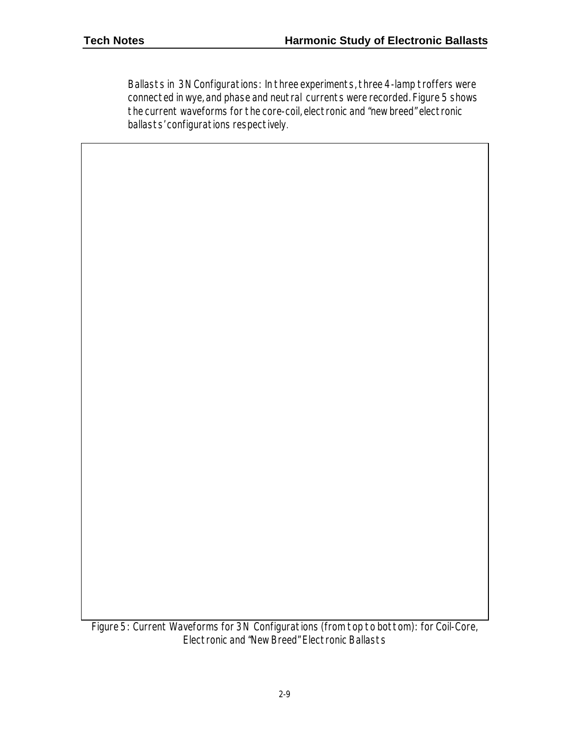Ballasts in 3N Configurations: In three experiments, three 4-lamp troffers were connected in wye, and phase and neutral currents were recorded. Figure 5 shows the current waveforms for the core-coil, electronic and "new breed" electronic ballasts' configurations respectively.

Figure 5: Current Waveforms for 3N Configurations (from top to bottom): for Coil-Core, Electronic and "New Breed" Electronic Ballasts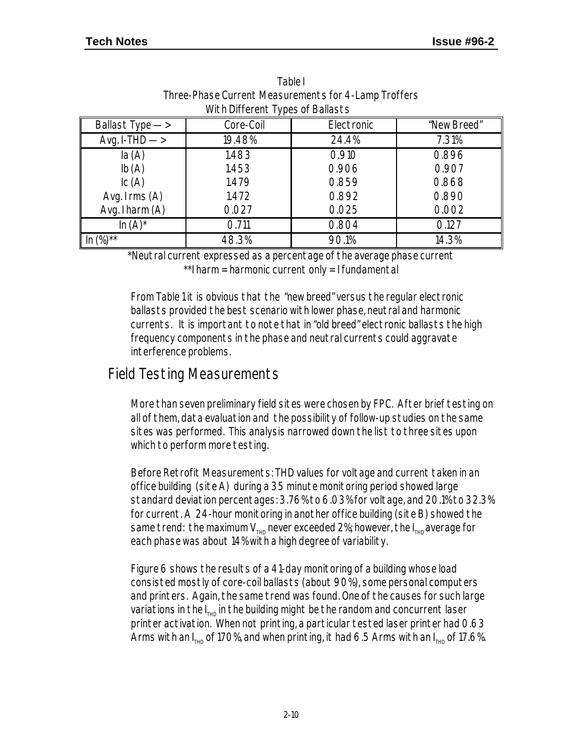Table I
Three-Phase Current Measurements for 4-Lamp Troffers
With Different Types of Ballasts

| Ballast Type —> | Core-Coil | Electronic | "New Breed" |
|---|---|---|---|
| Avg. I-THD —> | 19.48% | 24.4% | 7.31% |
| Ia (A) | 1.483 | 0.910 | 0.896 |
| Ib (A) | 1.453 | 0.906 | 0.907 |
| Ic (A) | 1.479 | 0.859 | 0.868 |
| Avg. Irms (A) | 1.472 | 0.892 | 0.890 |
| Avg. Iharm (A) | 0.027 | 0.025 | 0.002 |
| In (A)* | 0.711 | 0.804 | 0.127 |
| In (%)** | 48.3% | 90.1% | 14.3% |

*Neutral current expressed as a percentage of the average phase current
**Iharm = harmonic current only = Ifundamental

From Table 1 it is obvious that the "new breed" versus the regular electronic ballasts provided the best scenario with lower phase, neutral and harmonic currents. It is important to note that in "old breed" electronic ballasts the high frequency components in the phase and neutral currents could aggravate interference problems.

## Field Testing Measurements

More than seven preliminary field sites were chosen by FPC. After brief testing on all of them, data evaluation and the possibility of follow-up studies on the same sites was performed. This analysis narrowed down the list to three sites upon which to perform more testing.

Before Retrofit Measurements: THD values for voltage and current taken in an office building (site A) during a 35 minute monitoring period showed large standard deviation percentages: 3.76% to 6.03% for voltage, and 20.1% to 32.3% for current. A 24-hour monitoring in another office building (site B) showed the same trend: the maximum $V_{THD}$ never exceeded 2%; however, the $I_{THD}$ average for each phase was about 14% with a high degree of variability.

Figure 6 shows the results of a 41-day monitoring of a building whose load consisted mostly of core-coil ballasts (about 90%), some personal computers and printers. Again, the same trend was found. One of the causes for such large variations in the $I_{THD}$ in the building might be the random and concurrent laser printer activation. When not printing, a particular tested laser printer had 0.63 Arms with an $I_{THD}$ of 170%, and when printing, it had 6.5 Arms with an $I_{THD}$ of 17.6%.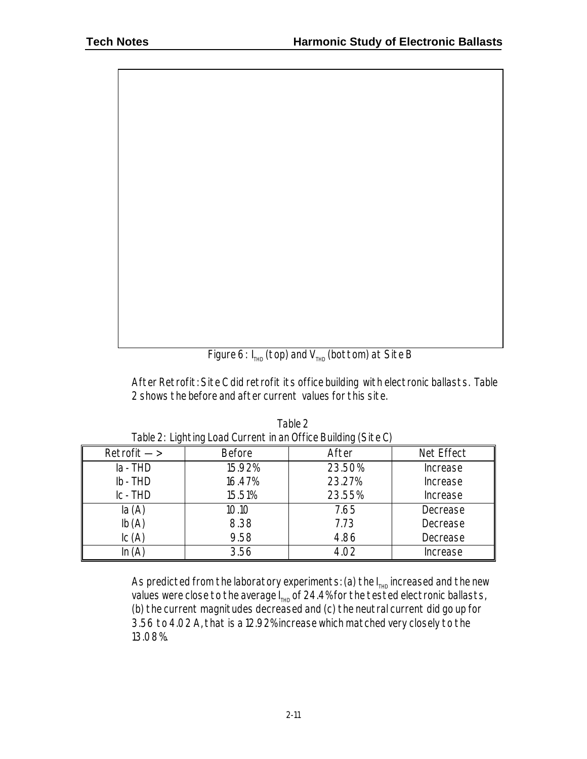Figure 6: $I_{THD}$ (top) and $V_{THD}$ (bottom) at Site B

After Retrofit: Site C did retrofit its office building with electronic ballasts. Table 2 shows the before and after current values for this site.

Table 2

Table 2: Lighting Load Current in an Office Building (Site C)

| Retrofit --> | Before | After | Net Effect |
|---|---|---|---|
| Ia - THD | 15.92% | 23.50% | Increase |
| Ib - THD | 16.47% | 23.27% | Increase |
| Ic - THD | 15.51% | 23.55% | Increase |
| Ia (A) | 10.10 | 7.65 | Decrease |
| Ib (A) | 8.38 | 7.73 | Decrease |
| Ic (A) | 9.58 | 4.86 | Decrease |
| In (A) | 3.56 | 4.02 | Increase |

As predicted from the laboratory experiments: (a) the $I_{THD}$ increased and the new values were close to the average $I_{THD}$ of 24.4% for the tested electronic ballasts, (b) the current magnitudes decreased and (c) the neutral current did go up for 3.56 to 4.02 A, that is a 12.92% increase which matched very closely to the 13.08%.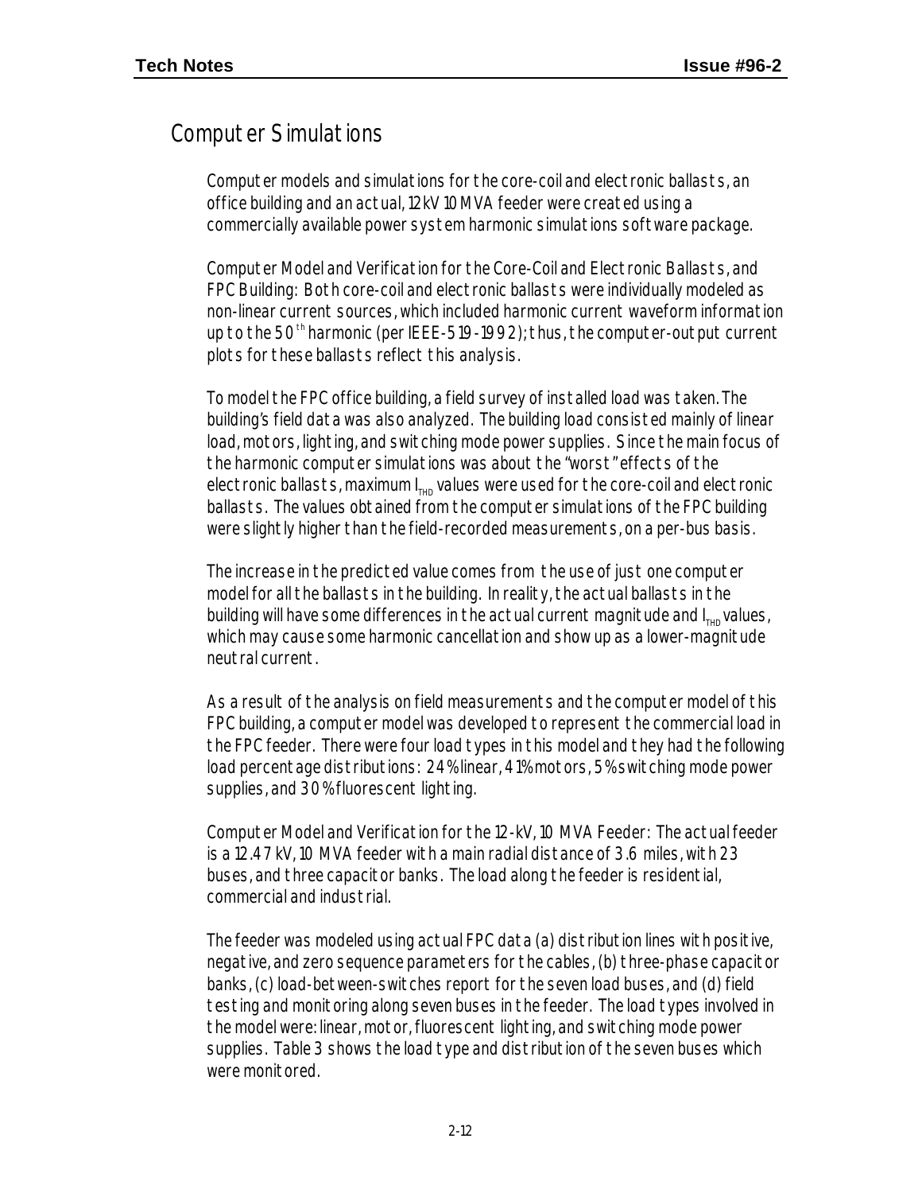## Computer Simulations

Computer models and simulations for the core-coil and electronic ballasts, an office building and an actual, 12 kV 10 MVA feeder were created using a commercially available power system harmonic simulations software package.

Computer Model and Verification for the Core-Coil and Electronic Ballasts, and FPC Building: Both core-coil and electronic ballasts were individually modeled as non-linear current sources, which included harmonic current waveform information up to the 50[th] harmonic (per IEEE-519-1992); thus, the computer-output current plots for these ballasts reflect this analysis.

To model the FPC office building, a field survey of installed load was taken. The building's field data was also analyzed. The building load consisted mainly of linear load, motors, lighting, and switching mode power supplies. Since the main focus of the harmonic computer simulations was about the "worst" effects of the electronic ballasts, maximum $I_{THD}$ values were used for the core-coil and electronic ballasts. The values obtained from the computer simulations of the FPC building were slightly higher than the field-recorded measurements, on a per-bus basis.

The increase in the predicted value comes from the use of just one computer model for all the ballasts in the building. In reality, the actual ballasts in the building will have some differences in the actual current magnitude and $I_{THD}$ values, which may cause some harmonic cancellation and show up as a lower-magnitude neutral current.

As a result of the analysis on field measurements and the computer model of this FPC building, a computer model was developed to represent the commercial load in the FPC feeder. There were four load types in this model and they had the following load percentage distributions: 24% linear, 41% motors, 5% switching mode power supplies, and 30% fluorescent lighting.

Computer Model and Verification for the 12-kV, 10 MVA Feeder: The actual feeder is a 12.47 kV, 10 MVA feeder with a main radial distance of 3.6 miles, with 23 buses, and three capacitor banks. The load along the feeder is residential, commercial and industrial.

The feeder was modeled using actual FPC data (a) distribution lines with positive, negative, and zero sequence parameters for the cables, (b) three-phase capacitor banks, (c) load-between-switches report for the seven load buses, and (d) field testing and monitoring along seven buses in the feeder. The load types involved in the model were: linear, motor, fluorescent lighting, and switching mode power supplies. Table 3 shows the load type and distribution of the seven buses which were monitored.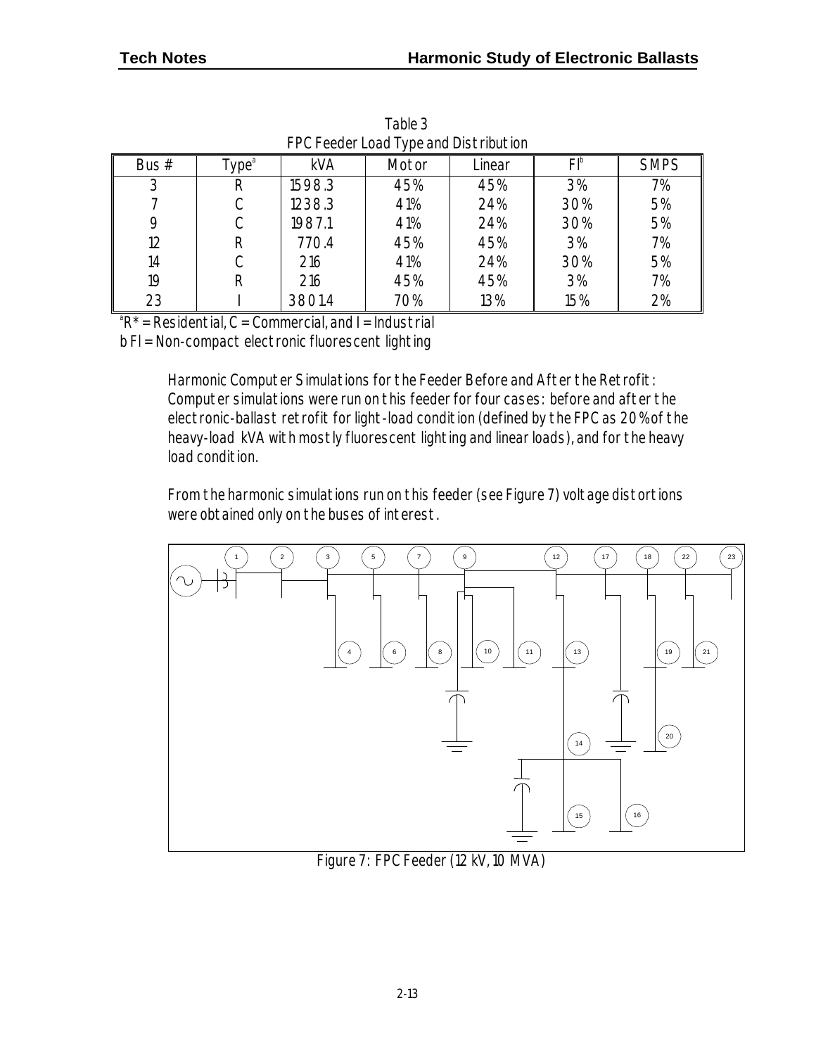Table 3
FPC Feeder Load Type and Distribution

| Bus # | Type[a] | kVA | Motor | Linear | FI[b] | SMPS |
|---|---|---|---|---|---|---|
| 3 | R | 1598.3 | 45% | 45% | 3% | 7% |
| 7 | C | 1238.3 | 41% | 24% | 30% | 5% |
| 9 | C | 1987.1 | 41% | 24% | 30% | 5% |
| 12 | R | 770.4 | 45% | 45% | 3% | 7% |
| 14 | C | 216 | 41% | 24% | 30% | 5% |
| 19 | R | 216 | 45% | 45% | 3% | 7% |
| 23 | I | 3801.4 | 70% | 13% | 15% | 2% |

[a]R* = Residential, C = Commercial, and I = Industrial
b FI = Non-compact electronic fluorescent lighting

Harmonic Computer Simulations for the Feeder Before and After the Retrofit: Computer simulations were run on this feeder for four cases: before and after the electronic-ballast retrofit for light-load condition (defined by the FPC as 20% of the heavy-load kVA with mostly fluorescent lighting and linear loads), and for the heavy load condition.

From the harmonic simulations run on this feeder (see Figure 7) voltage distortions were obtained only on the buses of interest.

Figure 7: FPC Feeder (12 kV, 10 MVA)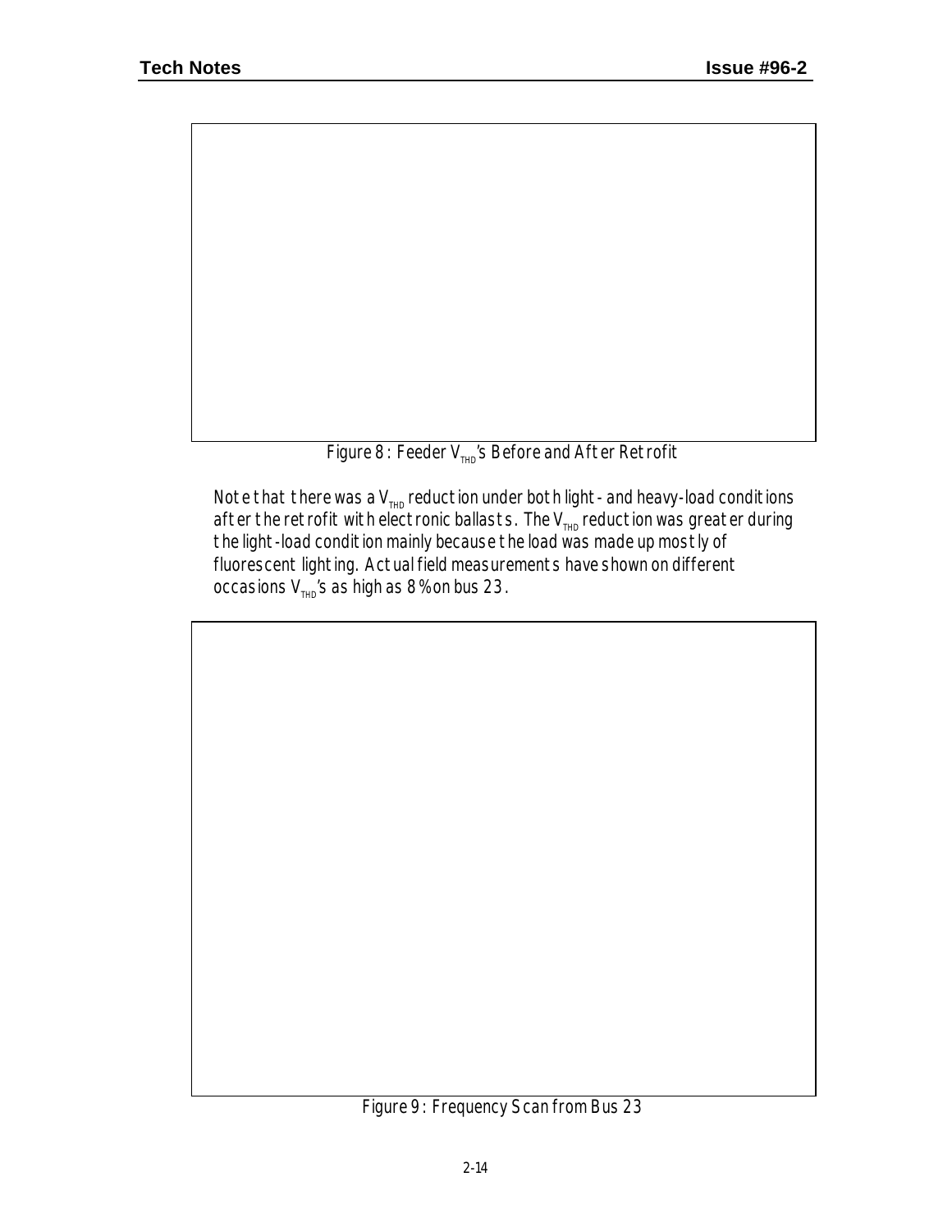Figure 8: Feeder $V_{THD}$'s Before and After Retrofit

Note that there was a $V_{THD}$ reduction under both light- and heavy-load conditions after the retrofit with electronic ballasts. The $V_{THD}$ reduction was greater during the light-load condition mainly because the load was made up mostly of fluorescent lighting. Actual field measurements have shown on different occasions $V_{THD}$'s as high as 8% on bus 23.

Figure 9: Frequency Scan from Bus 23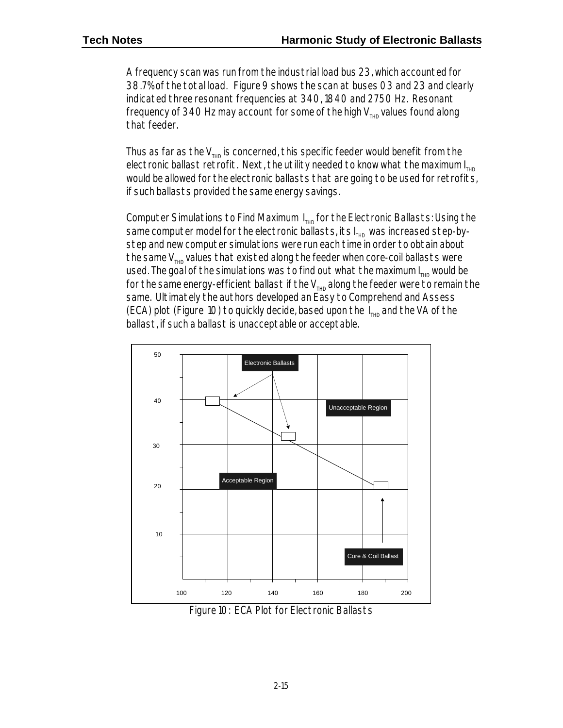A frequency scan was run from the industrial load bus 23, which accounted for 38.7% of the total load. Figure 9 shows the scan at buses 03 and 23 and clearly indicated three resonant frequencies at 340, 1840 and 2750 Hz. Resonant frequency of 340 Hz may account for some of the high $V_{THD}$ values found along that feeder.

Thus as far as the $V_{THD}$ is concerned, this specific feeder would benefit from the electronic ballast retrofit. Next, the utility needed to know what the maximum $I_{THD}$ would be allowed for the electronic ballasts that are going to be used for retrofits, if such ballasts provided the same energy savings.

Computer Simulations to Find Maximum $I_{THD}$ for the Electronic Ballasts: Using the same computer model for the electronic ballasts, its $I_{THD}$ was increased step-by-step and new computer simulations were run each time in order to obtain about the same $V_{THD}$ values that existed along the feeder when core-coil ballasts were used. The goal of the simulations was to find out what the maximum $I_{THD}$ would be for the same energy-efficient ballast if the $V_{THD}$ along the feeder were to remain the same. Ultimately the authors developed an Easy to Comprehend and Assess (ECA) plot (Figure 10) to quickly decide, based upon the $I_{THD}$ and the VA of the ballast, if such a ballast is unacceptable or acceptable.

Figure 10: ECA Plot for Electronic Ballasts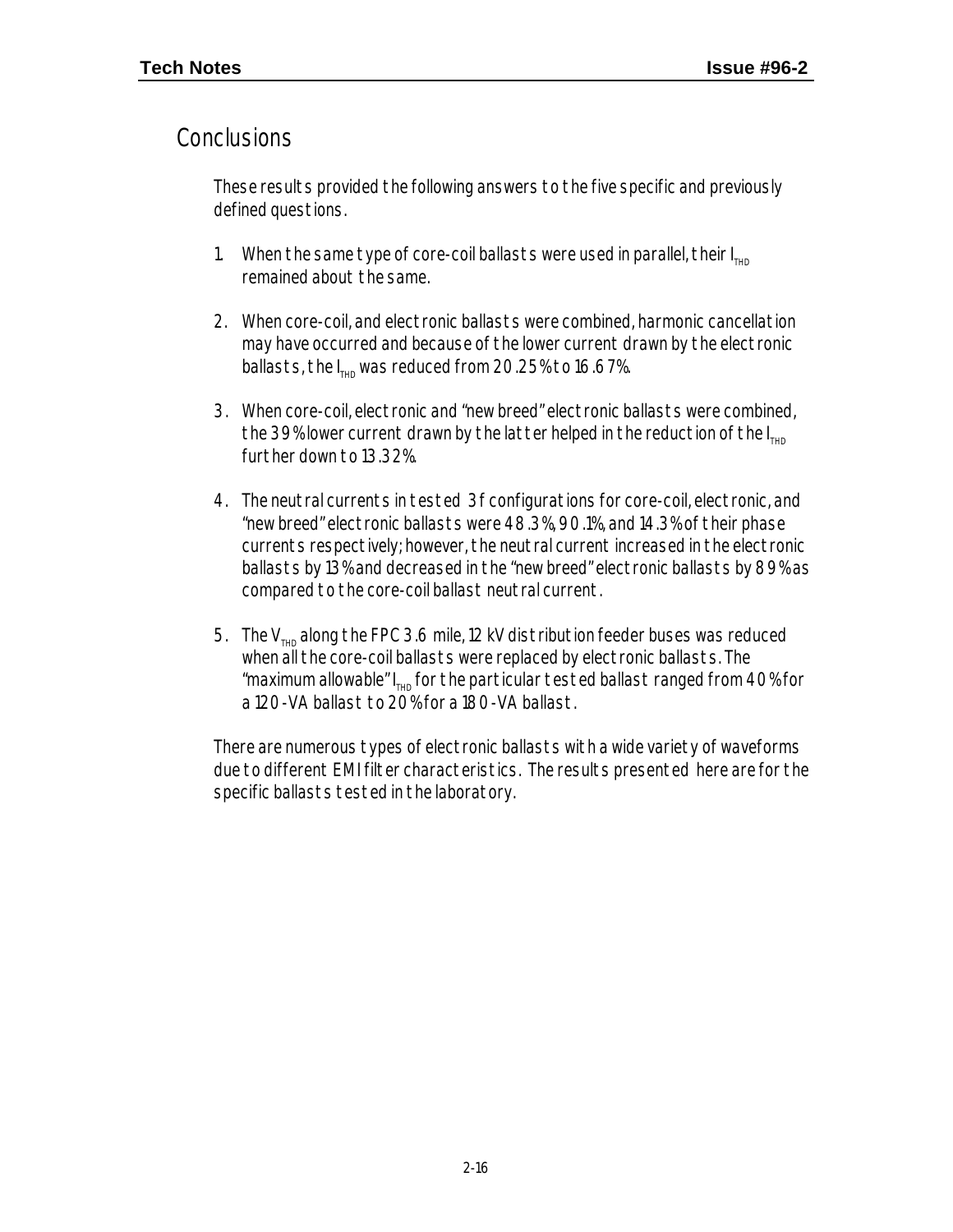## Conclusions

These results provided the following answers to the five specific and previously defined questions.

1. When the same type of core-coil ballasts were used in parallel, their $I_{THD}$ remained about the same.

2. When core-coil, and electronic ballasts were combined, harmonic cancellation may have occurred and because of the lower current drawn by the electronic ballasts, the $I_{THD}$ was reduced from 20.25% to 16.67%.

3. When core-coil, electronic and "new breed" electronic ballasts were combined, the 39% lower current drawn by the latter helped in the reduction of the $I_{THD}$ further down to 13.32%.

4. The neutral currents in tested 3f configurations for core-coil, electronic, and "new breed" electronic ballasts were 48.3%, 90.1%, and 14.3% of their phase currents respectively; however, the neutral current increased in the electronic ballasts by 13% and decreased in the "new breed" electronic ballasts by 89% as compared to the core-coil ballast neutral current.

5. The $V_{THD}$ along the FPC 3.6 mile, 12 kV distribution feeder buses was reduced when all the core-coil ballasts were replaced by electronic ballasts. The "maximum allowable" $I_{THD}$ for the particular tested ballast ranged from 40% for a 120-VA ballast to 20% for a 180-VA ballast.

There are numerous types of electronic ballasts with a wide variety of waveforms due to different EMI filter characteristics. The results presented here are for the specific ballasts tested in the laboratory.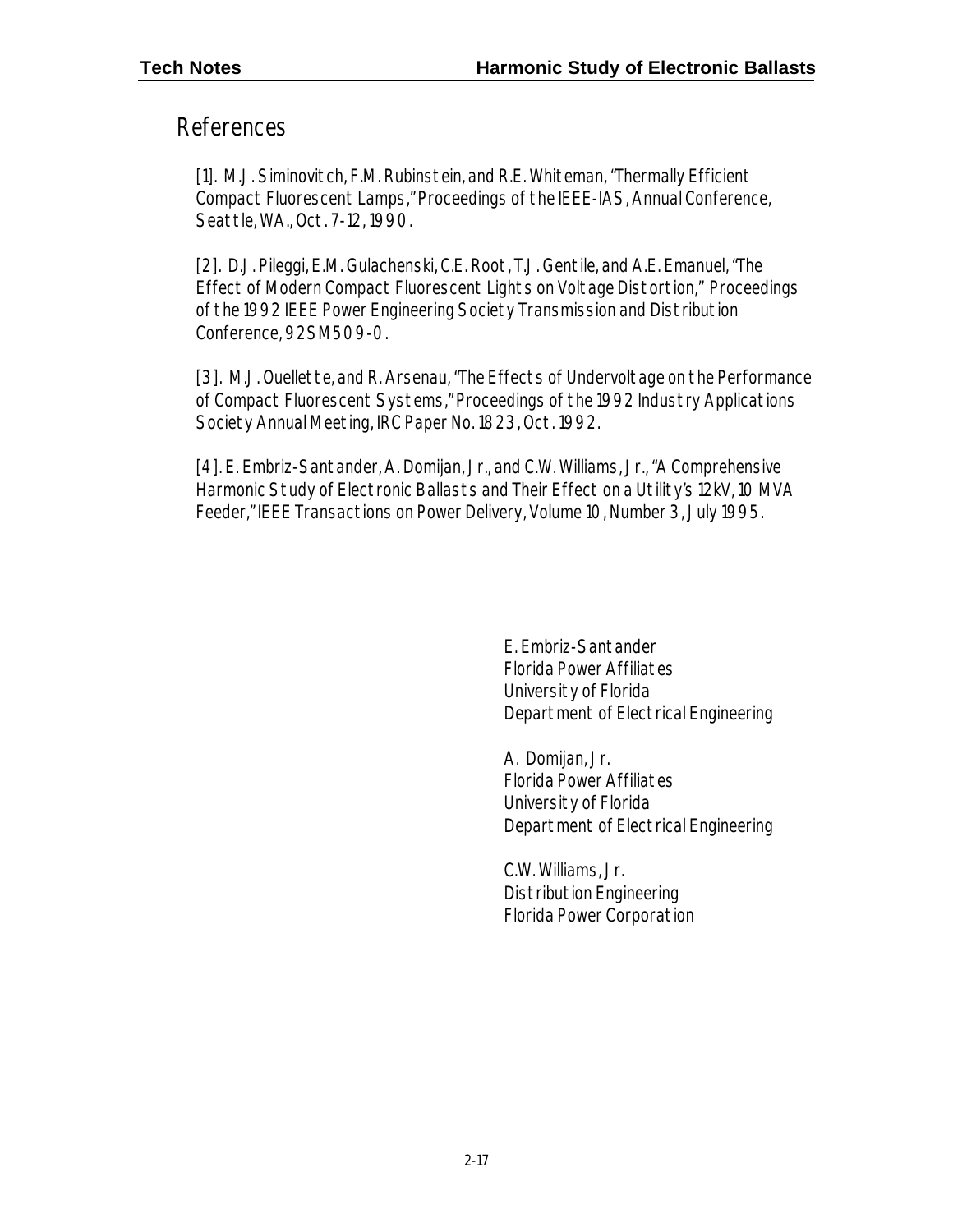# References

[1]. M.J. Siminovitch, F.M. Rubinstein, and R.E. Whiteman, "Thermally Efficient Compact Fluorescent Lamps," Proceedings of the IEEE-IAS, Annual Conference, Seattle, WA., Oct. 7-12, 1990.

[2]. D.J. Pileggi, E.M. Gulachenski, C.E. Root, T.J. Gentile, and A.E. Emanuel, "The Effect of Modern Compact Fluorescent Lights on Voltage Distortion," Proceedings of the 1992 IEEE Power Engineering Society Transmission and Distribution Conference, 92SM509-0.

[3]. M.J. Ouellette, and R. Arsenau, "The Effects of Undervoltage on the Performance of Compact Fluorescent Systems," Proceedings of the 1992 Industry Applications Society Annual Meeting, IRC Paper No. 1823, Oct. 1992.

[4]. E. Embriz-Santander, A. Domijan, Jr., and C.W. Williams, Jr., "A Comprehensive Harmonic Study of Electronic Ballasts and Their Effect on a Utility's 12 kV, 10 MVA Feeder," IEEE Transactions on Power Delivery, Volume 10, Number 3, July 1995.

E. Embriz-Santander
Florida Power Affiliates
University of Florida
Department of Electrical Engineering

A. Domijan, Jr.
Florida Power Affiliates
University of Florida
Department of Electrical Engineering

C.W. Williams, Jr.
Distribution Engineering
Florida Power Corporation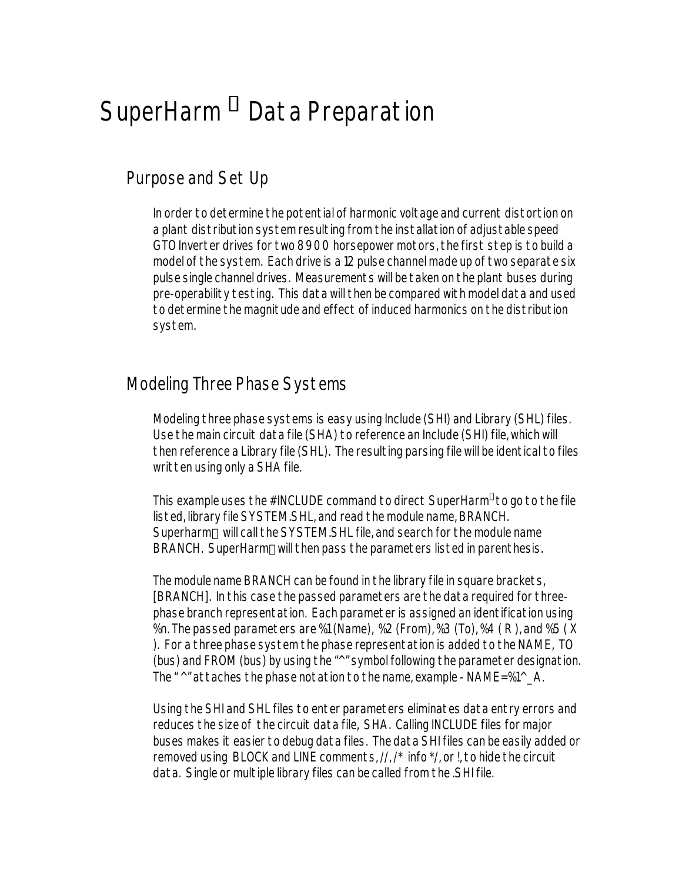# SuperHarm Data Preparation

## Purpose and Set Up

In order to determine the potential of harmonic voltage and current distortion on a plant distribution system resulting from the installation of adjustable speed GTO Inverter drives for two 8900 horsepower motors, the first step is to build a model of the system. Each drive is a 12 pulse channel made up of two separate six pulse single channel drives. Measurements will be taken on the plant buses during pre-operability testing. This data will then be compared with model data and used to determine the magnitude and effect of induced harmonics on the distribution system.

## Modeling Three Phase Systems

Modeling three phase systems is easy using Include (SHI) and Library (SHL) files. Use the main circuit data file (SHA) to reference an Include (SHI) file, which will then reference a Library file (SHL). The resulting parsing file will be identical to files written using only a SHA file.

This example uses the #INCLUDE command to direct SuperHarm to go to the file listed, library file SYSTEM.SHL, and read the module name, BRANCH. Superharm will call the SYSTEM.SHL file, and search for the module name BRANCH. SuperHarm will then pass the parameters listed in parenthesis.

The module name BRANCH can be found in the library file in square brackets, [BRANCH]. In this case the passed parameters are the data required for three-phase branch representation. Each parameter is assigned an identification using %n. The passed parameters are %1 (Name), %2 (From), %3 (To), %4 ( R ), and %5 ( X ). For a three phase system the phase representation is added to the NAME, TO (bus) and FROM (bus) by using the "^" symbol following the parameter designation. The "^" attaches the phase notation to the name, example - NAME=%1^_A.

Using the SHI and SHL files to enter parameters eliminates data entry errors and reduces the size of the circuit data file, SHA. Calling INCLUDE files for major buses makes it easier to debug data files. The data SHI files can be easily added or removed using BLOCK and LINE comments, //, /* info */, or !, to hide the circuit data. Single or multiple library files can be called from the .SHI file.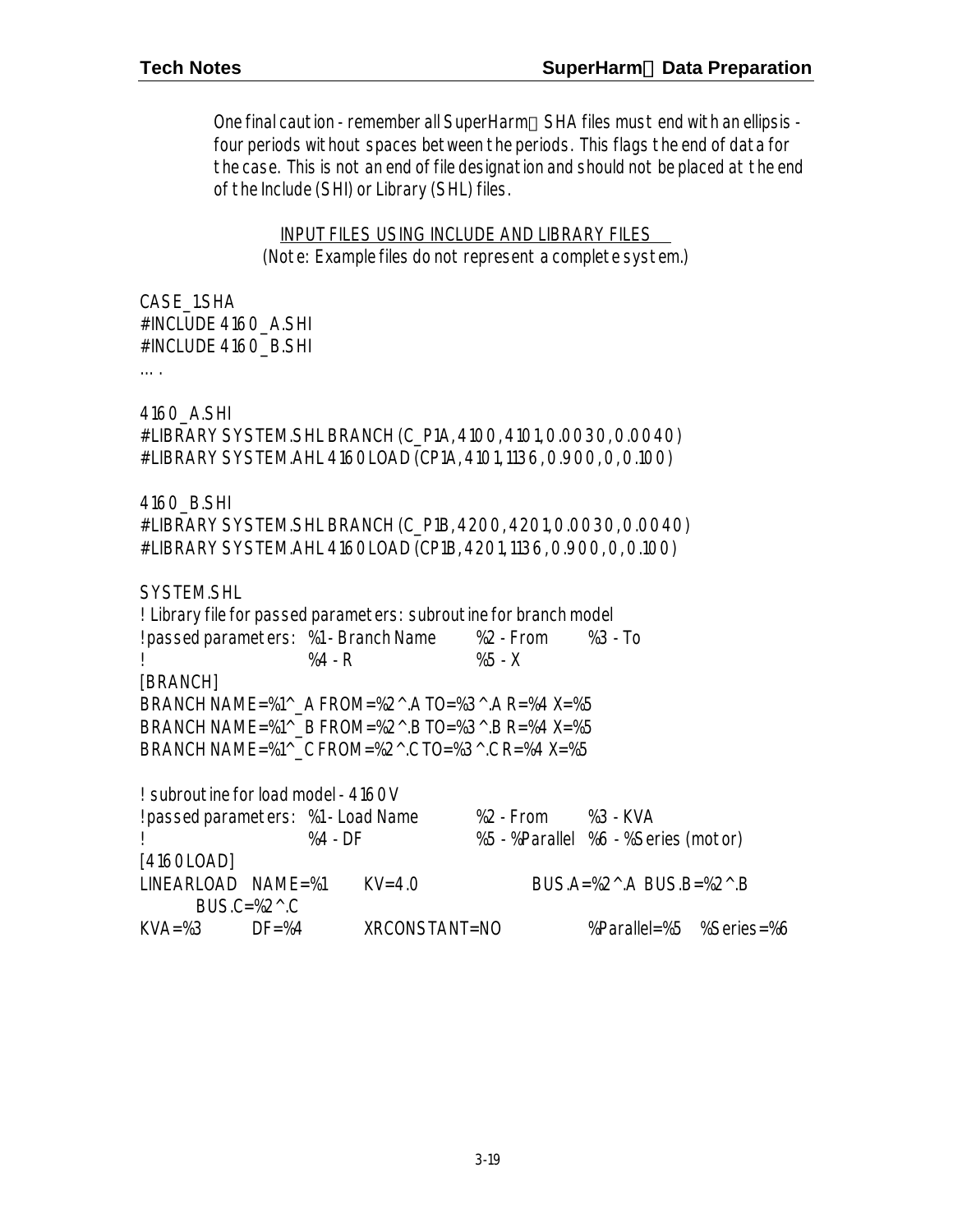One final caution - remember all SuperHarm SHA files must end with an ellipsis - four periods without spaces between the periods. This flags the end of data for the case. This is not an end of file designation and should not be placed at the end of the Include (SHI) or Library (SHL) files.

INPUT FILES USING INCLUDE AND LIBRARY FILES
(Note: Example files do not represent a complete system.)

```
CASE_1.SHA
#INCLUDE 4160_A.SHI
#INCLUDE 4160_B.SHI
....

4160_A.SHI
#LIBRARY SYSTEM.SHL BRANCH (C_P1A,4100,4101,0.0030,0.0040)
#LIBRARY SYSTEM.AHL 4160LOAD (CP1A,4101,1136,0.900,0,0.100)

4160_B.SHI
#LIBRARY SYSTEM.SHL BRANCH (C_P1B,4200,4201,0.0030,0.0040)
#LIBRARY SYSTEM.AHL 4160LOAD (CP1B,4201,1136,0.900,0,0.100)

SYSTEM.SHL
! Library file for passed parameters: subroutine for branch model
!passed parameters:  %1 - Branch Name      %2 - From      %3 - To
!                    %4 - R                %5 - X
[BRANCH]
BRANCH NAME=%1^_A FROM=%2^.A TO=%3^.A R=%4 X=%5
BRANCH NAME=%1^_B FROM=%2^.B TO=%3^.B R=%4 X=%5
BRANCH NAME=%1^_C FROM=%2^.C TO=%3^.C R=%4 X=%5

! subroutine for load model - 4160V
!passed parameters:  %1 - Load Name        %2 - From      %3 - KVA
!                    %4 - DF               %5 - %Parallel  %6 - %Series (motor)
[4160LOAD]
LINEARLOAD  NAME=%1      KV=4.0              BUS.A=%2^.A  BUS.B=%2^.B
        BUS.C=%2^.C
KVA=%3      DF=%4        XRCONSTANT=NO        %Parallel=%5   %Series=%6
```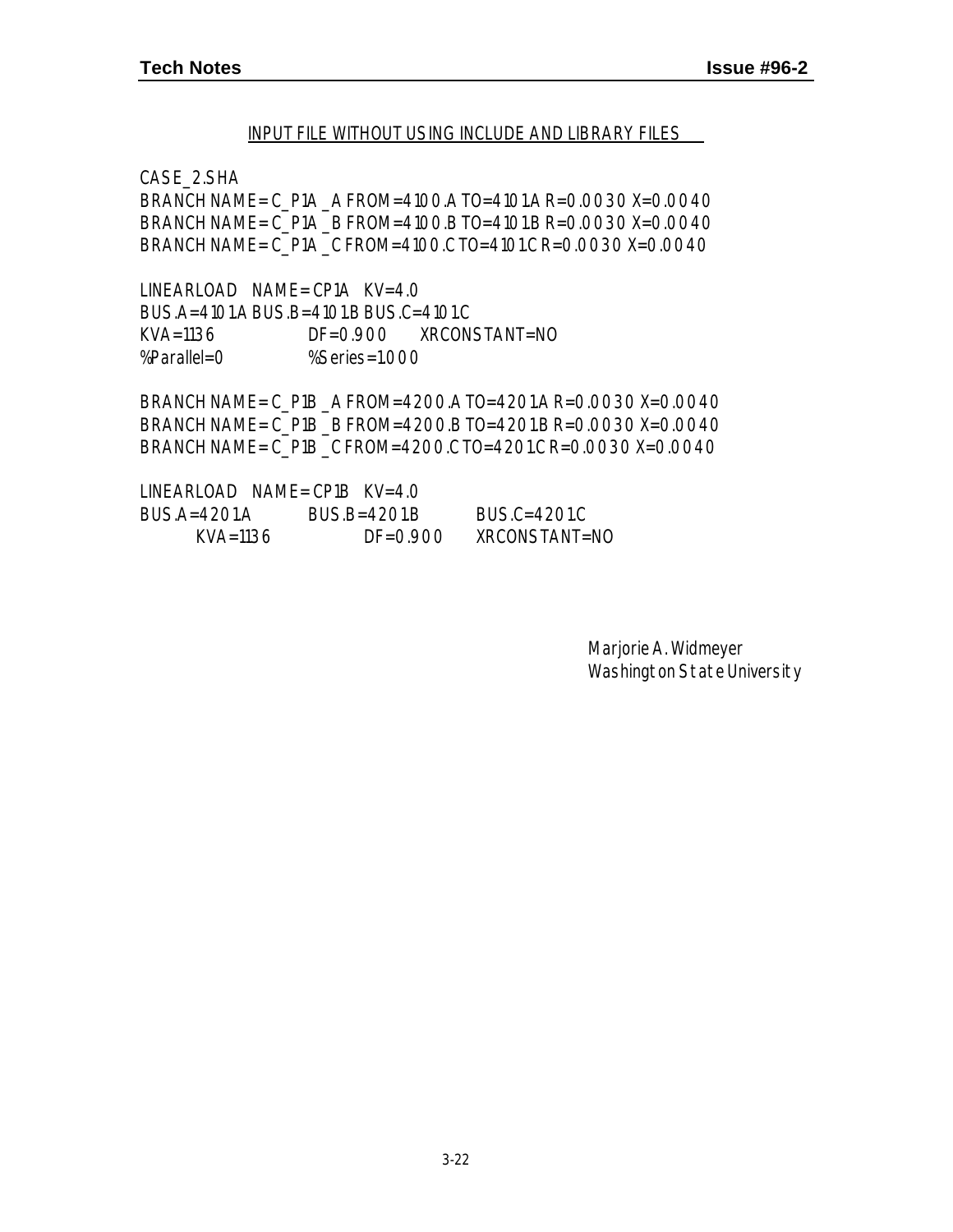INPUT FILE WITHOUT USING INCLUDE AND LIBRARY FILES

```
CASE_2.SHA
BRANCH NAME= C_P1A _A FROM=4100.A TO=4101.A R=0.0030 X=0.0040
BRANCH NAME= C_P1A _B FROM=4100.B TO=4101.B R=0.0030 X=0.0040
BRANCH NAME= C_P1A _C FROM=4100.C TO=4101.C R=0.0030 X=0.0040

LINEARLOAD   NAME= CP1A   KV=4.0
BUS.A=4101.A BUS.B=4101.B BUS.C=4101.C
KVA=1136          DF=0.900      XRCONSTANT=NO
%Parallel=0        %Series=1.000

BRANCH NAME= C_P1B _A FROM=4200.A TO=4201.A R=0.0030 X=0.0040
BRANCH NAME= C_P1B _B FROM=4200.B TO=4201.B R=0.0030 X=0.0040
BRANCH NAME= C_P1B _C FROM=4200.C TO=4201.C R=0.0030 X=0.0040

LINEARLOAD   NAME= CP1B   KV=4.0
BUS.A=4201.A        BUS.B=4201.B        BUS.C=4201.C
      KVA=1136            DF=0.900      XRCONSTANT=NO
```

Marjorie A. Widmeyer
Washington State University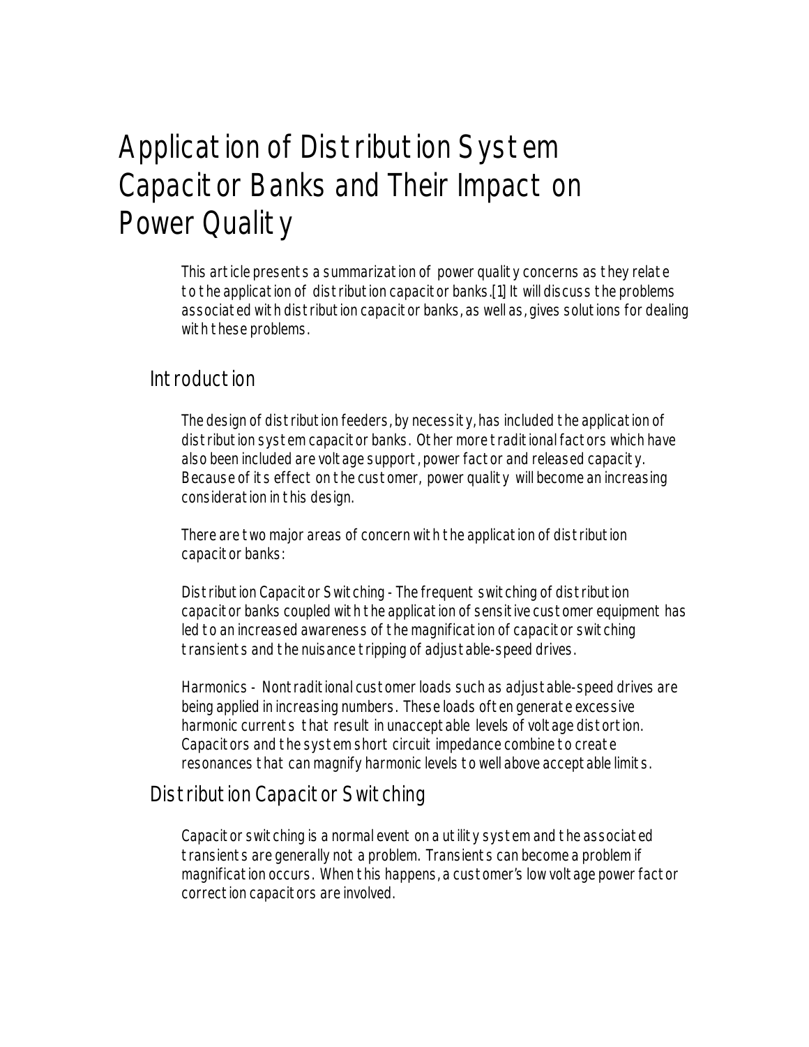# Application of Distribution System Capacitor Banks and Their Impact on Power Quality

This article presents a summarization of power quality concerns as they relate to the application of distribution capacitor banks.[1] It will discuss the problems associated with distribution capacitor banks, as well as, gives solutions for dealing with these problems.

## Introduction

The design of distribution feeders, by necessity, has included the application of distribution system capacitor banks. Other more traditional factors which have also been included are voltage support, power factor and released capacity. Because of its effect on the customer, power quality will become an increasing consideration in this design.

There are two major areas of concern with the application of distribution capacitor banks:

Distribution Capacitor Switching - The frequent switching of distribution capacitor banks coupled with the application of sensitive customer equipment has led to an increased awareness of the magnification of capacitor switching transients and the nuisance tripping of adjustable-speed drives.

Harmonics - Nontraditional customer loads such as adjustable-speed drives are being applied in increasing numbers. These loads often generate excessive harmonic currents that result in unacceptable levels of voltage distortion. Capacitors and the system short circuit impedance combine to create resonances that can magnify harmonic levels to well above acceptable limits.

## Distribution Capacitor Switching

Capacitor switching is a normal event on a utility system and the associated transients are generally not a problem. Transients can become a problem if magnification occurs. When this happens, a customer's low voltage power factor correction capacitors are involved.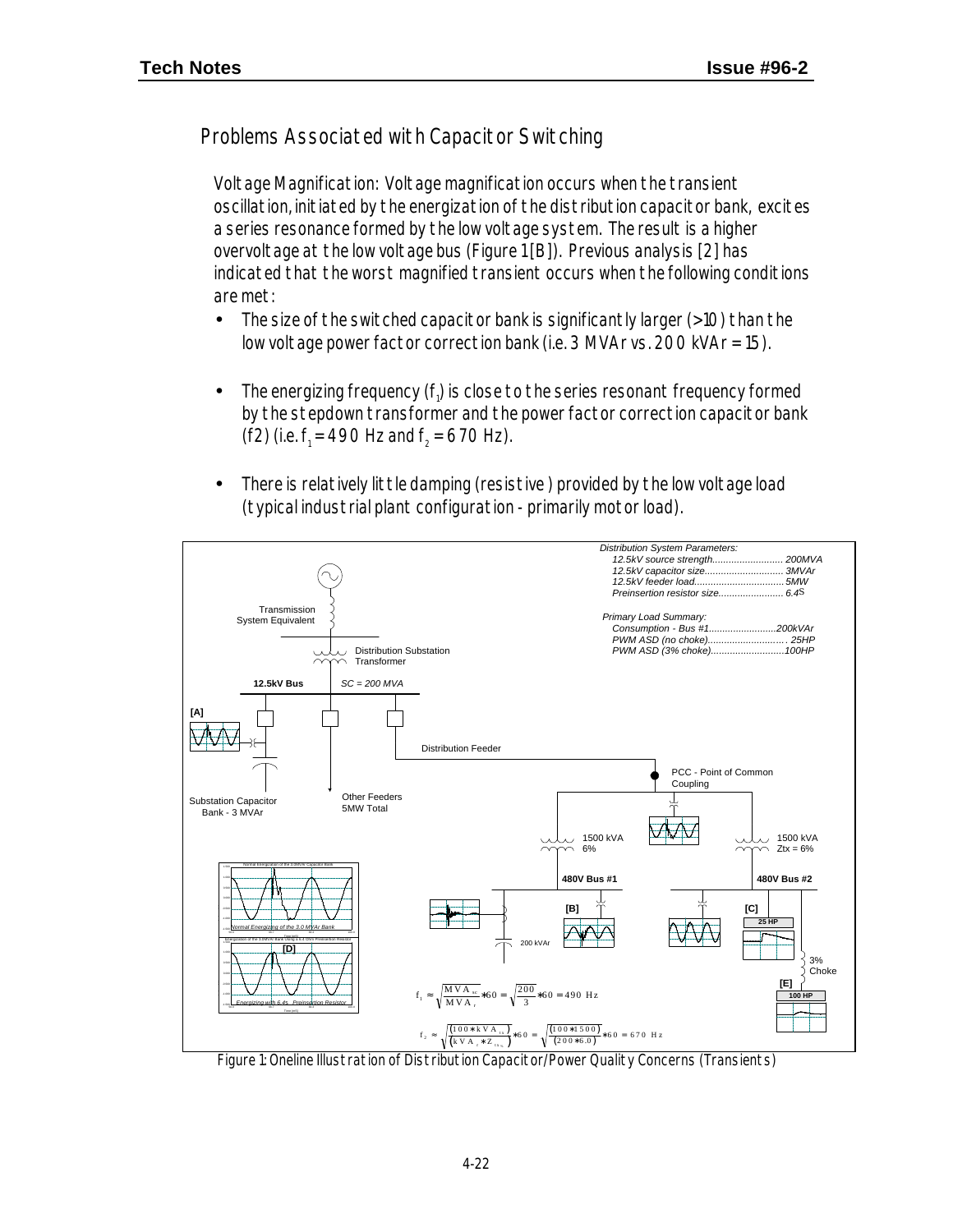## Problems Associated with Capacitor Switching

Voltage Magnification: Voltage magnification occurs when the transient oscillation, initiated by the energization of the distribution capacitor bank, excites a series resonance formed by the low voltage system. The result is a higher overvoltage at the low voltage bus (Figure 1[B]). Previous analysis [2] has indicated that the worst magnified transient occurs when the following conditions are met:

- The size of the switched capacitor bank is significantly larger (>10) than the low voltage power factor correction bank (i.e. 3 MVAr vs. 200 kVAr = 15).
- The energizing frequency ($f_1$) is close to the series resonant frequency formed by the stepdown transformer and the power factor correction capacitor bank (f2) (i.e. $f_1$ = 490 Hz and $f_2$ = 670 Hz).
- There is relatively little damping (resistive) provided by the low voltage load (typical industrial plant configuration - primarily motor load).

Distribution System Parameters:
- 12.5kV source strength.......................... 200MVA
- 12.5kV capacitor size............................ 3MVAr
- 12.5kV feeder load................................ 5MW
- Preinsertion resistor size....................... 6.4Ω

Primary Load Summary:
- Consumption - Bus #1.........................200kVAr
- PWM ASD (no choke)............................ 25HP
- PWM ASD (3% choke)..........................100HP

$$f_1 \approx \sqrt{\frac{MVA_{sc}}{MVA_r}} * 60 = \sqrt{\frac{200}{3}} * 60 = 490 \text{ Hz}$$

$$f_2 \approx \sqrt{\frac{(100 * kVA_{tx})}{(kVA_r * Z_{tx_\%})}} * 60 = \sqrt{\frac{(100 * 1500)}{(200 * 6.0)}} * 60 = 670 \text{ Hz}$$

Figure 1: Oneline Illustration of Distribution Capacitor/Power Quality Concerns (Transients)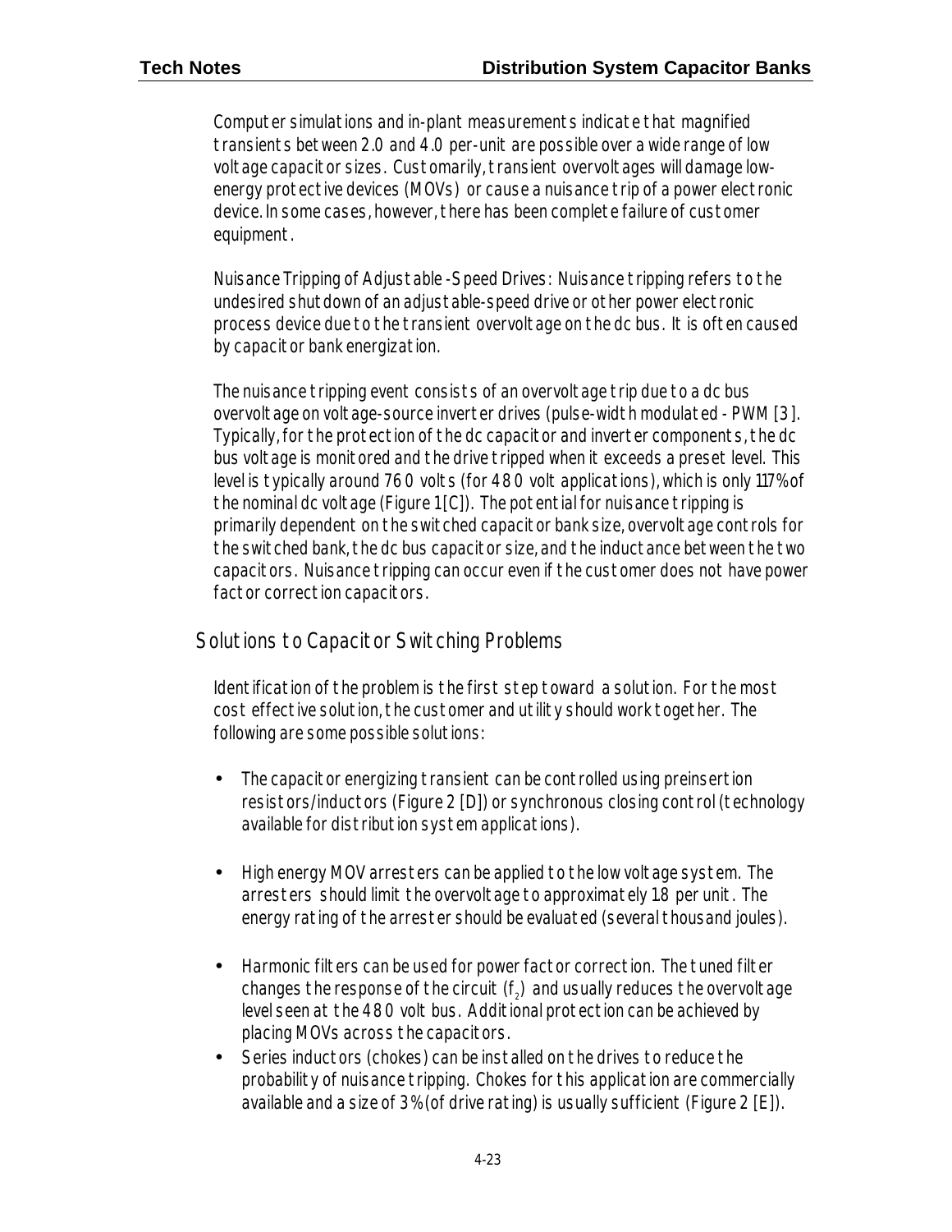Computer simulations and in-plant measurements indicate that magnified transients between 2.0 and 4.0 per-unit are possible over a wide range of low voltage capacitor sizes. Customarily, transient overvoltages will damage low-energy protective devices (MOVs) or cause a nuisance trip of a power electronic device. In some cases, however, there has been complete failure of customer equipment.

Nuisance Tripping of Adjustable -Speed Drives: Nuisance tripping refers to the undesired shutdown of an adjustable-speed drive or other power electronic process device due to the transient overvoltage on the dc bus. It is often caused by capacitor bank energization.

The nuisance tripping event consists of an overvoltage trip due to a dc bus overvoltage on voltage-source inverter drives (pulse-width modulated - PWM [3]. Typically, for the protection of the dc capacitor and inverter components, the dc bus voltage is monitored and the drive tripped when it exceeds a preset level. This level is typically around 760 volts (for 480 volt applications), which is only 117% of the nominal dc voltage (Figure 1 [C]). The potential for nuisance tripping is primarily dependent on the switched capacitor bank size, overvoltage controls for the switched bank, the dc bus capacitor size, and the inductance between the two capacitors. Nuisance tripping can occur even if the customer does not have power factor correction capacitors.

## Solutions to Capacitor Switching Problems

Identification of the problem is the first step toward a solution. For the most cost effective solution, the customer and utility should work together. The following are some possible solutions:

- The capacitor energizing transient can be controlled using preinsertion resistors/inductors (Figure 2 [D]) or synchronous closing control (technology available for distribution system applications).
- High energy MOV arresters can be applied to the low voltage system. The arresters should limit the overvoltage to approximately 1.8 per unit. The energy rating of the arrester should be evaluated (several thousand joules).
- Harmonic filters can be used for power factor correction. The tuned filter changes the response of the circuit ($f_2$) and usually reduces the overvoltage level seen at the 480 volt bus. Additional protection can be achieved by placing MOVs across the capacitors.
- Series inductors (chokes) can be installed on the drives to reduce the probability of nuisance tripping. Chokes for this application are commercially available and a size of 3% (of drive rating) is usually sufficient (Figure 2 [E]).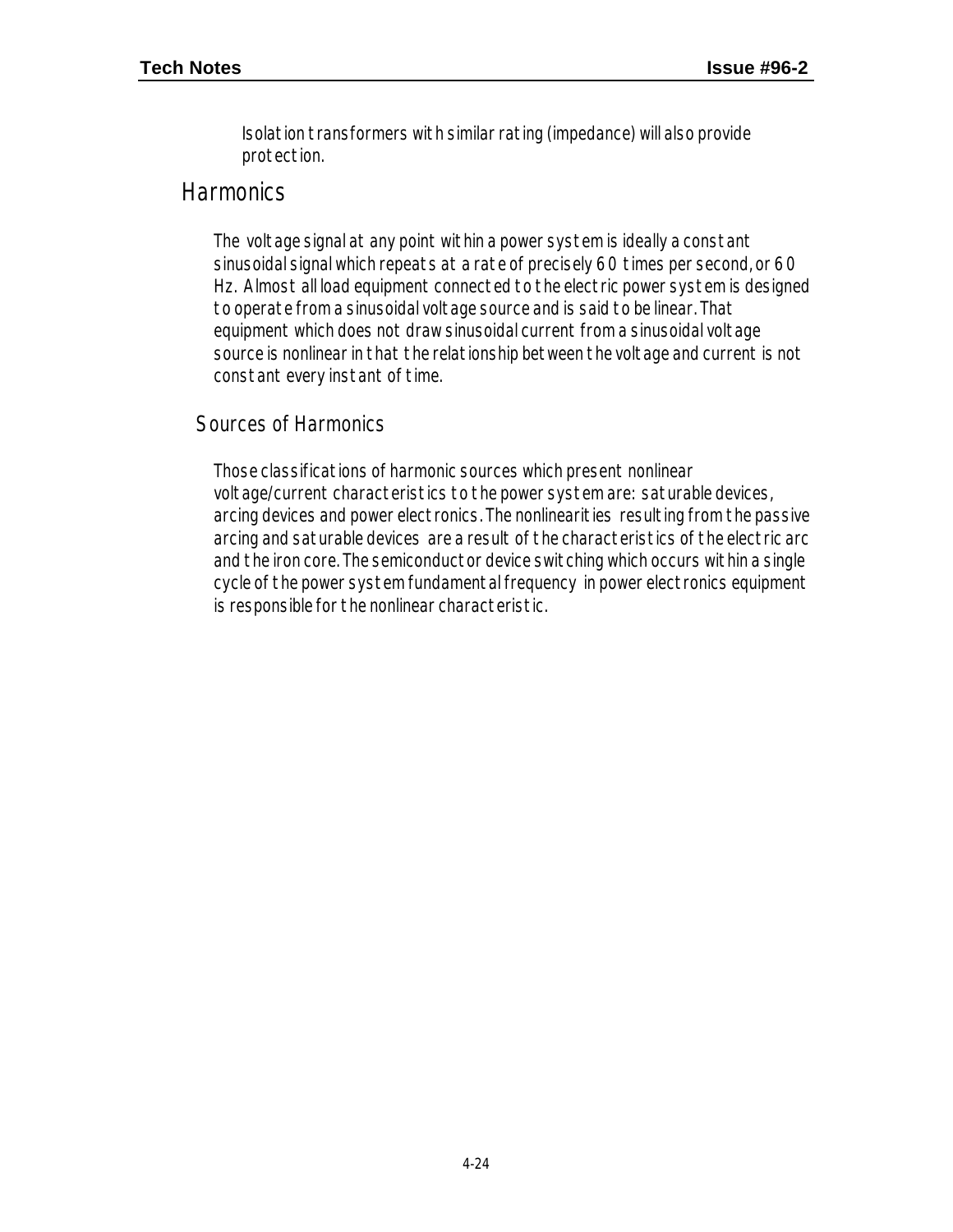Isolation transformers with similar rating (impedance) will also provide protection.

## Harmonics

The voltage signal at any point within a power system is ideally a constant sinusoidal signal which repeats at a rate of precisely 60 times per second, or 60 Hz. Almost all load equipment connected to the electric power system is designed to operate from a sinusoidal voltage source and is said to be linear. That equipment which does not draw sinusoidal current from a sinusoidal voltage source is nonlinear in that the relationship between the voltage and current is not constant every instant of time.

### Sources of Harmonics

Those classifications of harmonic sources which present nonlinear voltage/current characteristics to the power system are: saturable devices, arcing devices and power electronics. The nonlinearities resulting from the passive arcing and saturable devices are a result of the characteristics of the electric arc and the iron core. The semiconductor device switching which occurs within a single cycle of the power system fundamental frequency in power electronics equipment is responsible for the nonlinear characteristic.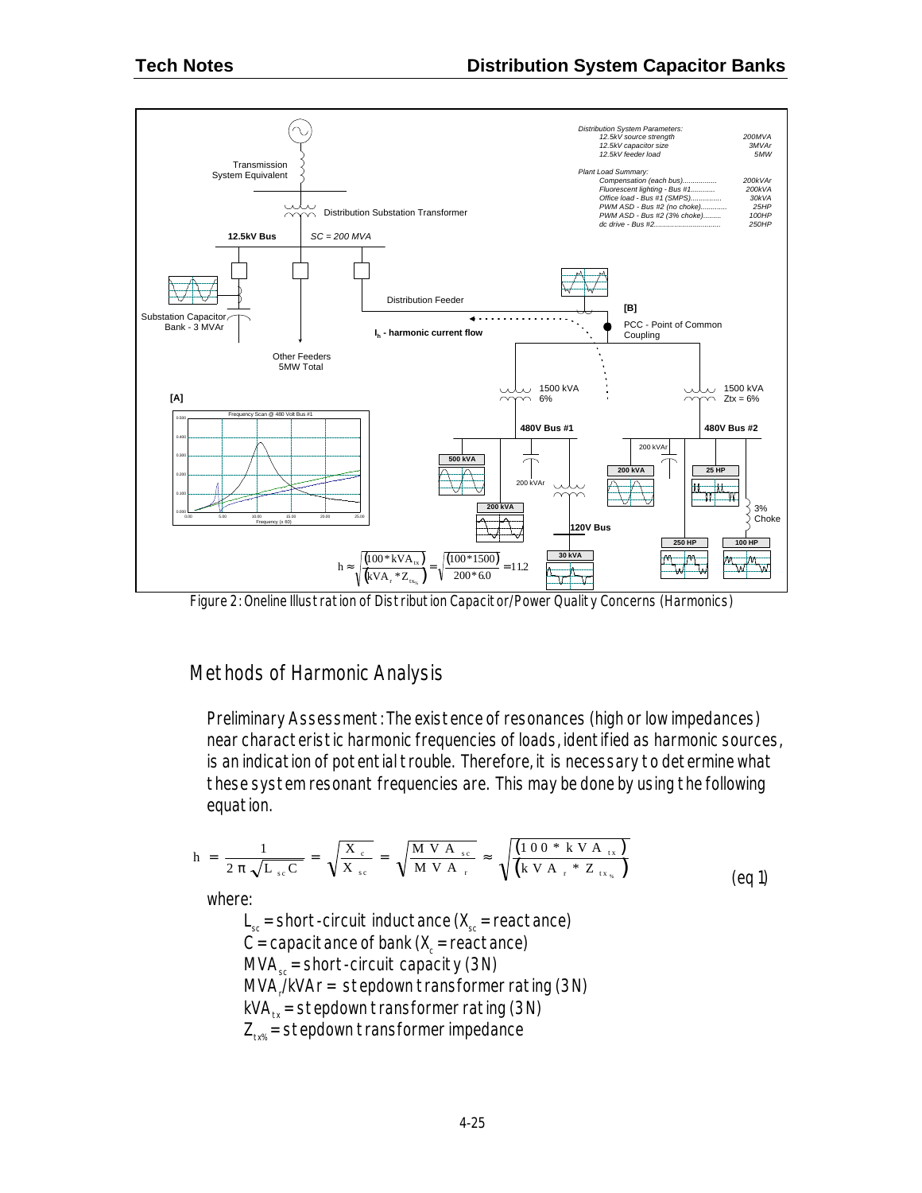Figure 2: Oneline Illustration of Distribution Capacitor/Power Quality Concerns (Harmonics)

## Methods of Harmonic Analysis

Preliminary Assessment: The existence of resonances (high or low impedances) near characteristic harmonic frequencies of loads, identified as harmonic sources, is an indication of potential trouble. Therefore, it is necessary to determine what these system resonant frequencies are. This may be done by using the following equation.

$$h = \frac{1}{2\pi\sqrt{L_{sc}C}} = \sqrt{\frac{X_c}{X_{sc}}} = \sqrt{\frac{MVA_{sc}}{MVA_r}} \approx \sqrt{\frac{(100 * kVA_{tx})}{(kVA_r * Z_{tx\%})}} \qquad \text{(eq 1)}$$

where:

- $L_{sc}$ = short-circuit inductance ($X_{sc}$ = reactance)
- $C$ = capacitance of bank ($X_c$ = reactance)
- $MVA_{sc}$ = short-circuit capacity (3N)
- $MVA_r$/kVAr = stepdown transformer rating (3N)
- $kVA_{tx}$ = stepdown transformer rating (3N)
- $Z_{tx\%}$ = stepdown transformer impedance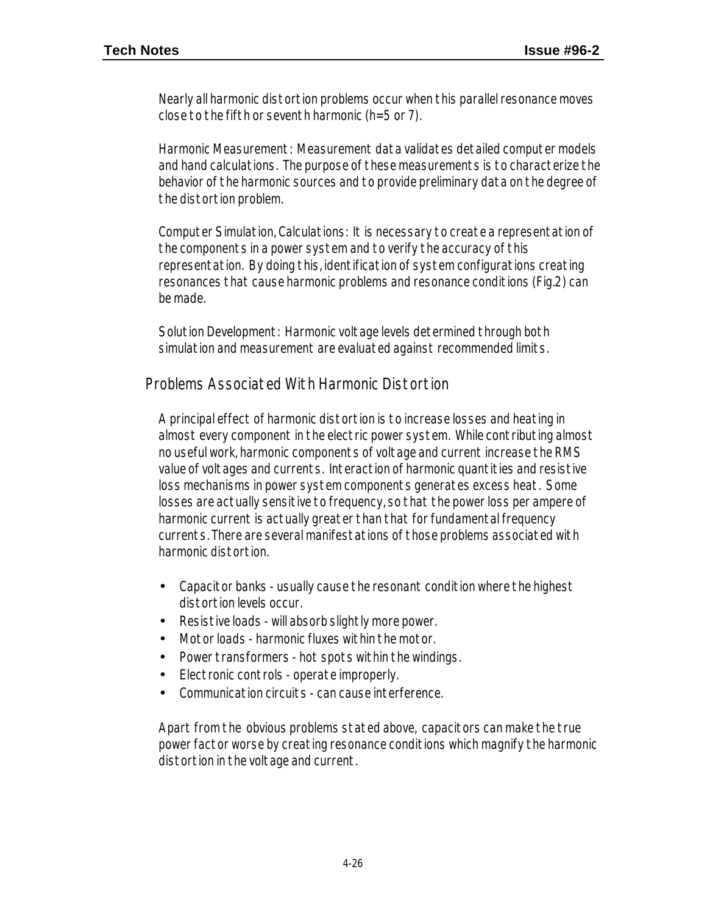Nearly all harmonic distortion problems occur when this parallel resonance moves close to the fifth or seventh harmonic (h=5 or 7).

Harmonic Measurement: Measurement data validates detailed computer models and hand calculations. The purpose of these measurements is to characterize the behavior of the harmonic sources and to provide preliminary data on the degree of the distortion problem.

Computer Simulation, Calculations: It is necessary to create a representation of the components in a power system and to verify the accuracy of this representation. By doing this, identification of system configurations creating resonances that cause harmonic problems and resonance conditions (Fig.2) can be made.

Solution Development: Harmonic voltage levels determined through both simulation and measurement are evaluated against recommended limits.

## Problems Associated With Harmonic Distortion

A principal effect of harmonic distortion is to increase losses and heating in almost every component in the electric power system. While contributing almost no useful work, harmonic components of voltage and current increase the RMS value of voltages and currents. Interaction of harmonic quantities and resistive loss mechanisms in power system components generates excess heat. Some losses are actually sensitive to frequency, so that the power loss per ampere of harmonic current is actually greater than that for fundamental frequency currents. There are several manifestations of those problems associated with harmonic distortion.

- Capacitor banks - usually cause the resonant condition where the highest distortion levels occur.
- Resistive loads - will absorb slightly more power.
- Motor loads - harmonic fluxes within the motor.
- Power transformers - hot spots within the windings.
- Electronic controls - operate improperly.
- Communication circuits - can cause interference.

Apart from the obvious problems stated above, capacitors can make the true power factor worse by creating resonance conditions which magnify the harmonic distortion in the voltage and current.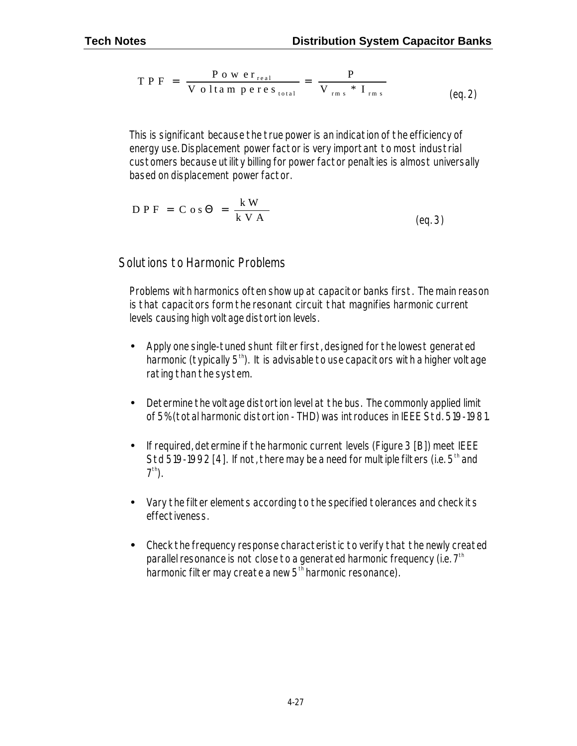$$TPF = \frac{Power_{real}}{Voltamperes_{total}} = \frac{P}{V_{rms} * I_{rms}} \qquad \text{(eq. 2)}$$

This is significant because the true power is an indication of the efficiency of energy use. Displacement power factor is very important to most industrial customers because utility billing for power factor penalties is almost universally based on displacement power factor.

$$DPF = Cos\Theta = \frac{kW}{kVA} \qquad \text{(eq. 3)}$$

## Solutions to Harmonic Problems

Problems with harmonics often show up at capacitor banks first. The main reason is that capacitors form the resonant circuit that magnifies harmonic current levels causing high voltage distortion levels.

- Apply one single-tuned shunt filter first, designed for the lowest generated harmonic (typically $5^{th}$). It is advisable to use capacitors with a higher voltage rating than the system.
- Determine the voltage distortion level at the bus. The commonly applied limit of 5% (total harmonic distortion - THD) was introduces in IEEE Std. 519-1981.
- If required, determine if the harmonic current levels (Figure 3 [B]) meet IEEE Std 519-1992 [4]. If not, there may be a need for multiple filters (i.e. $5^{th}$ and $7^{th}$).
- Vary the filter elements according to the specified tolerances and check its effectiveness.
- Check the frequency response characteristic to verify that the newly created parallel resonance is not close to a generated harmonic frequency (i.e. $7^{th}$ harmonic filter may create a new $5^{th}$ harmonic resonance).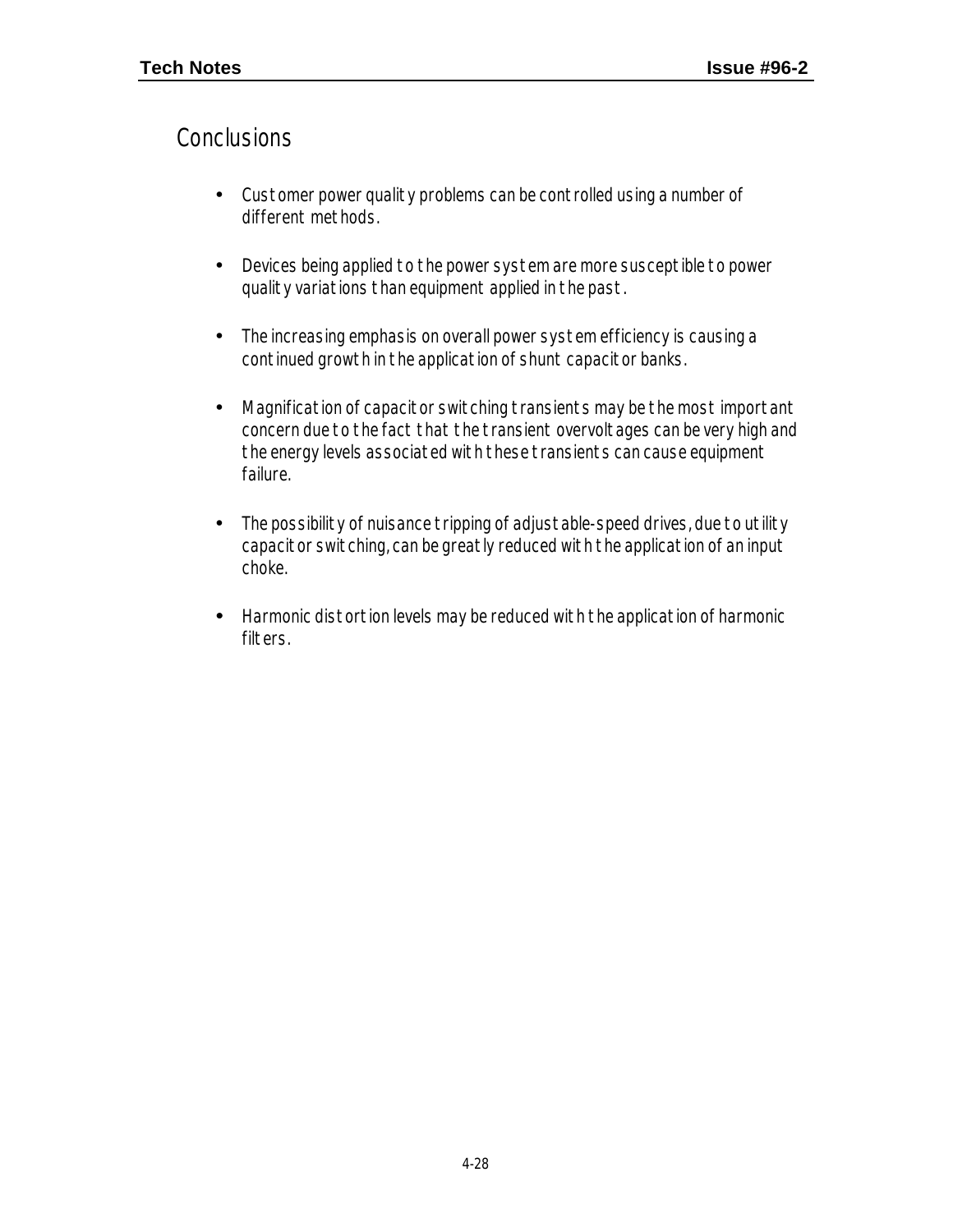## Conclusions

- Customer power quality problems can be controlled using a number of different methods.
- Devices being applied to the power system are more susceptible to power quality variations than equipment applied in the past.
- The increasing emphasis on overall power system efficiency is causing a continued growth in the application of shunt capacitor banks.
- Magnification of capacitor switching transients may be the most important concern due to the fact that the transient overvoltages can be very high and the energy levels associated with these transients can cause equipment failure.
- The possibility of nuisance tripping of adjustable-speed drives, due to utility capacitor switching, can be greatly reduced with the application of an input choke.
- Harmonic distortion levels may be reduced with the application of harmonic filters.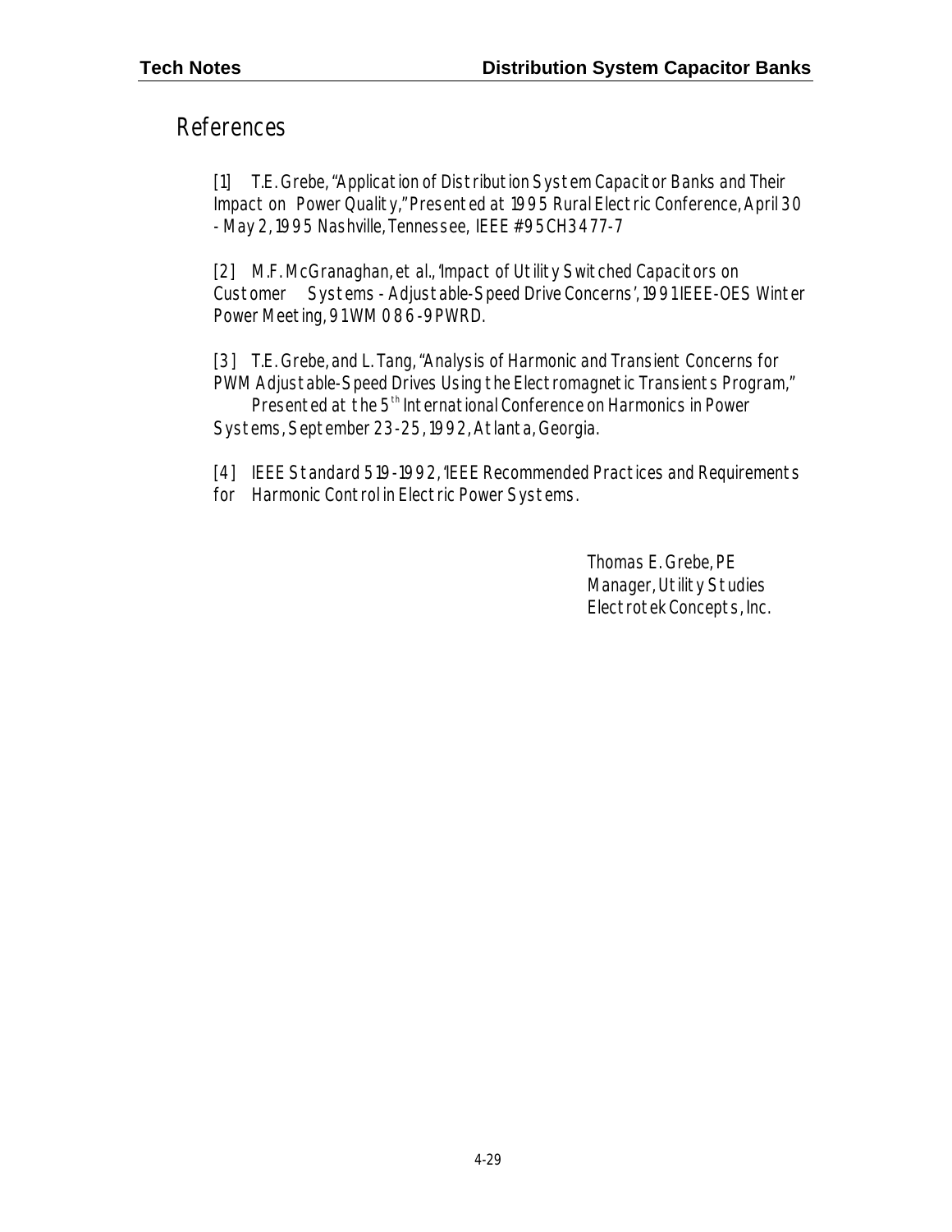# References

[1] T.E. Grebe, "Application of Distribution System Capacitor Banks and Their Impact on Power Quality," Presented at 1995 Rural Electric Conference, April 30 - May 2, 1995 Nashville, Tennessee, IEEE #95CH3477-7

[2] M.F. McGranaghan, et al., 'Impact of Utility Switched Capacitors on Customer Systems - Adjustable-Speed Drive Concerns', 1991 IEEE-OES Winter Power Meeting, 91 WM 086-9PWRD.

[3] T.E. Grebe, and L. Tang, "Analysis of Harmonic and Transient Concerns for PWM Adjustable-Speed Drives Using the Electromagnetic Transients Program," Presented at the 5th International Conference on Harmonics in Power Systems, September 23-25, 1992, Atlanta, Georgia.

[4] IEEE Standard 519-1992, 'IEEE Recommended Practices and Requirements for Harmonic Control in Electric Power Systems.

Thomas E. Grebe, PE
Manager, Utility Studies
Electrotek Concepts, Inc.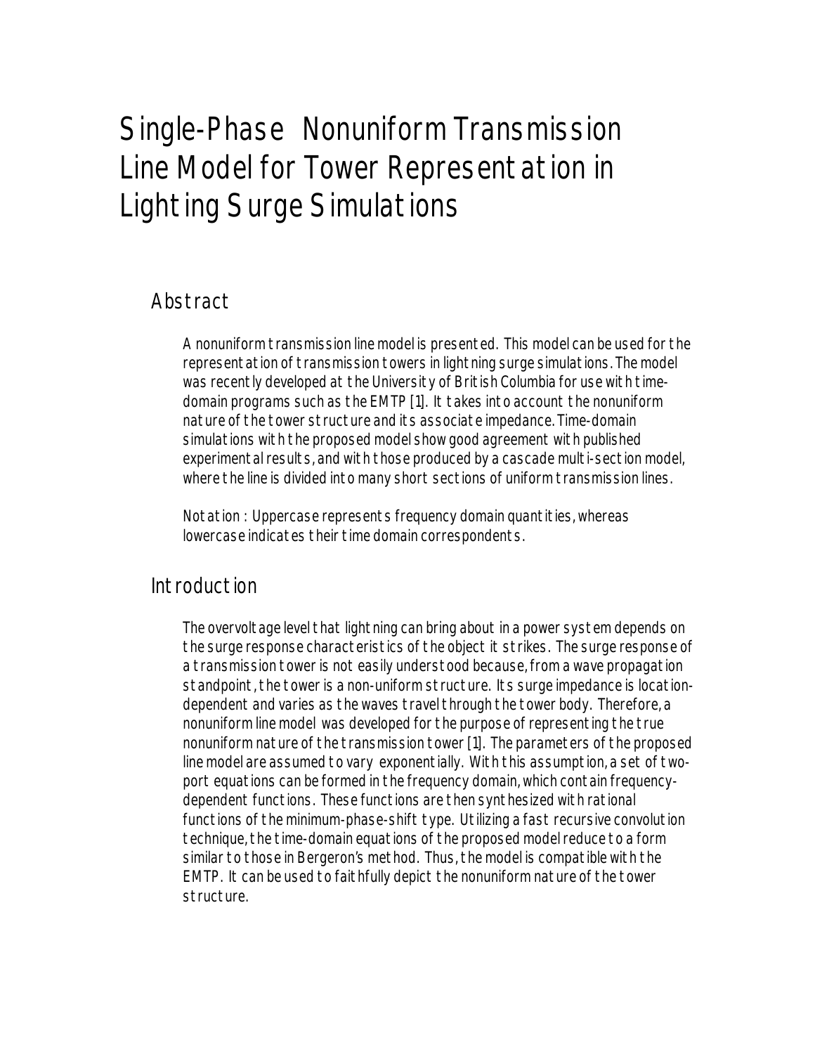# Single-Phase Nonuniform Transmission Line Model for Tower Representation in Lighting Surge Simulations

## Abstract

A nonuniform transmission line model is presented. This model can be used for the representation of transmission towers in lightning surge simulations. The model was recently developed at the University of British Columbia for use with time-domain programs such as the EMTP [1]. It takes into account the nonuniform nature of the tower structure and its associate impedance. Time-domain simulations with the proposed model show good agreement with published experimental results, and with those produced by a cascade multi-section model, where the line is divided into many short sections of uniform transmission lines.

Notation : Uppercase represents frequency domain quantities, whereas lowercase indicates their time domain correspondents.

## Introduction

The overvoltage level that lightning can bring about in a power system depends on the surge response characteristics of the object it strikes. The surge response of a transmission tower is not easily understood because, from a wave propagation standpoint, the tower is a non-uniform structure. Its surge impedance is location-dependent and varies as the waves travel through the tower body. Therefore, a nonuniform line model was developed for the purpose of representing the true nonuniform nature of the transmission tower [1]. The parameters of the proposed line model are assumed to vary exponentially. With this assumption, a set of two-port equations can be formed in the frequency domain, which contain frequency-dependent functions. These functions are then synthesized with rational functions of the minimum-phase-shift type. Utilizing a fast recursive convolution technique, the time-domain equations of the proposed model reduce to a form similar to those in Bergeron's method. Thus, the model is compatible with the EMTP. It can be used to faithfully depict the nonuniform nature of the tower structure.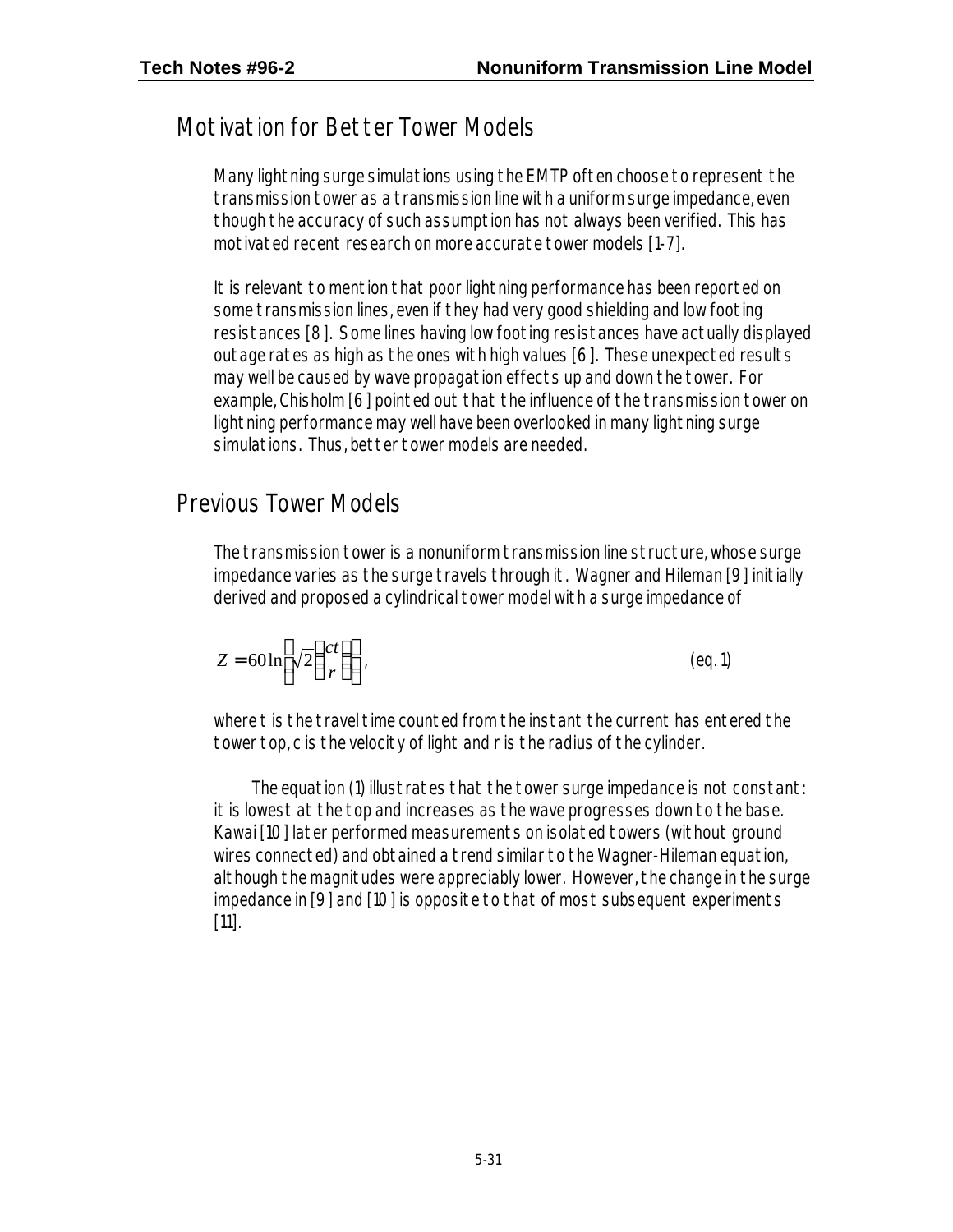## Motivation for Better Tower Models

Many lightning surge simulations using the EMTP often choose to represent the transmission tower as a transmission line with a uniform surge impedance, even though the accuracy of such assumption has not always been verified. This has motivated recent research on more accurate tower models [1-7].

It is relevant to mention that poor lightning performance has been reported on some transmission lines, even if they had very good shielding and low footing resistances [8]. Some lines having low footing resistances have actually displayed outage rates as high as the ones with high values [6]. These unexpected results may well be caused by wave propagation effects up and down the tower. For example, Chisholm [6] pointed out that the influence of the transmission tower on lightning performance may well have been overlooked in many lightning surge simulations. Thus, better tower models are needed.

## Previous Tower Models

The transmission tower is a nonuniform transmission line structure, whose surge impedance varies as the surge travels through it. Wagner and Hileman [9] initially derived and proposed a cylindrical tower model with a surge impedance of

$$Z = 60 \ln\left(\sqrt{2}\left(\frac{ct}{r}\right)\right), \qquad \text{(eq. 1)}$$

where t is the travel time counted from the instant the current has entered the tower top, c is the velocity of light and r is the radius of the cylinder.

The equation (1) illustrates that the tower surge impedance is not constant: it is lowest at the top and increases as the wave progresses down to the base. Kawai [10] later performed measurements on isolated towers (without ground wires connected) and obtained a trend similar to the Wagner-Hileman equation, although the magnitudes were appreciably lower. However, the change in the surge impedance in [9] and [10] is opposite to that of most subsequent experiments [11].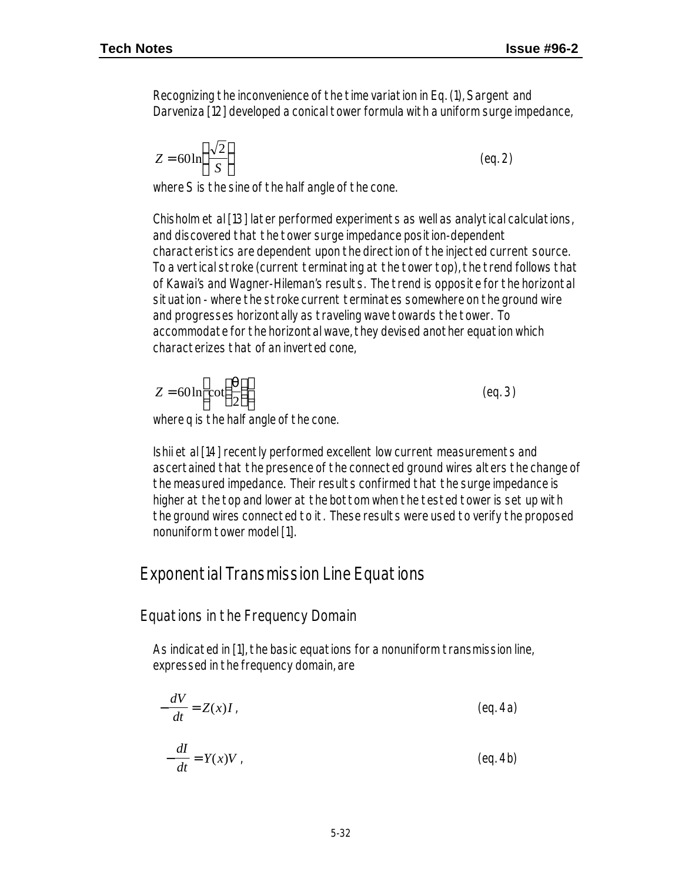Recognizing the inconvenience of the time variation in Eq. (1), Sargent and Darveniza [12] developed a conical tower formula with a uniform surge impedance,

$$Z = 60\ln\left(\frac{\sqrt{2}}{S}\right) \quad \text{(eq. 2)}$$

where S is the sine of the half angle of the cone.

Chisholm et al [13] later performed experiments as well as analytical calculations, and discovered that the tower surge impedance position-dependent characteristics are dependent upon the direction of the injected current source. To a vertical stroke (current terminating at the tower top), the trend follows that of Kawai's and Wagner-Hileman's results. The trend is opposite for the horizontal situation - where the stroke current terminates somewhere on the ground wire and progresses horizontally as traveling wave towards the tower. To accommodate for the horizontal wave, they devised another equation which characterizes that of an inverted cone,

$$Z = 60\ln\left(\cot\left(\frac{\theta}{2}\right)\right) \quad \text{(eq. 3)}$$

where q is the half angle of the cone.

Ishii et al [14] recently performed excellent low current measurements and ascertained that the presence of the connected ground wires alters the change of the measured impedance. Their results confirmed that the surge impedance is higher at the top and lower at the bottom when the tested tower is set up with the ground wires connected to it. These results were used to verify the proposed nonuniform tower model [1].

# Exponential Transmission Line Equations

## Equations in the Frequency Domain

As indicated in [1], the basic equations for a nonuniform transmission line, expressed in the frequency domain, are

$$-\frac{dV}{dt} = Z(x)I\,, \quad \text{(eq. 4a)}$$

$$-\frac{dI}{dt} = Y(x)V\,, \quad \text{(eq. 4b)}$$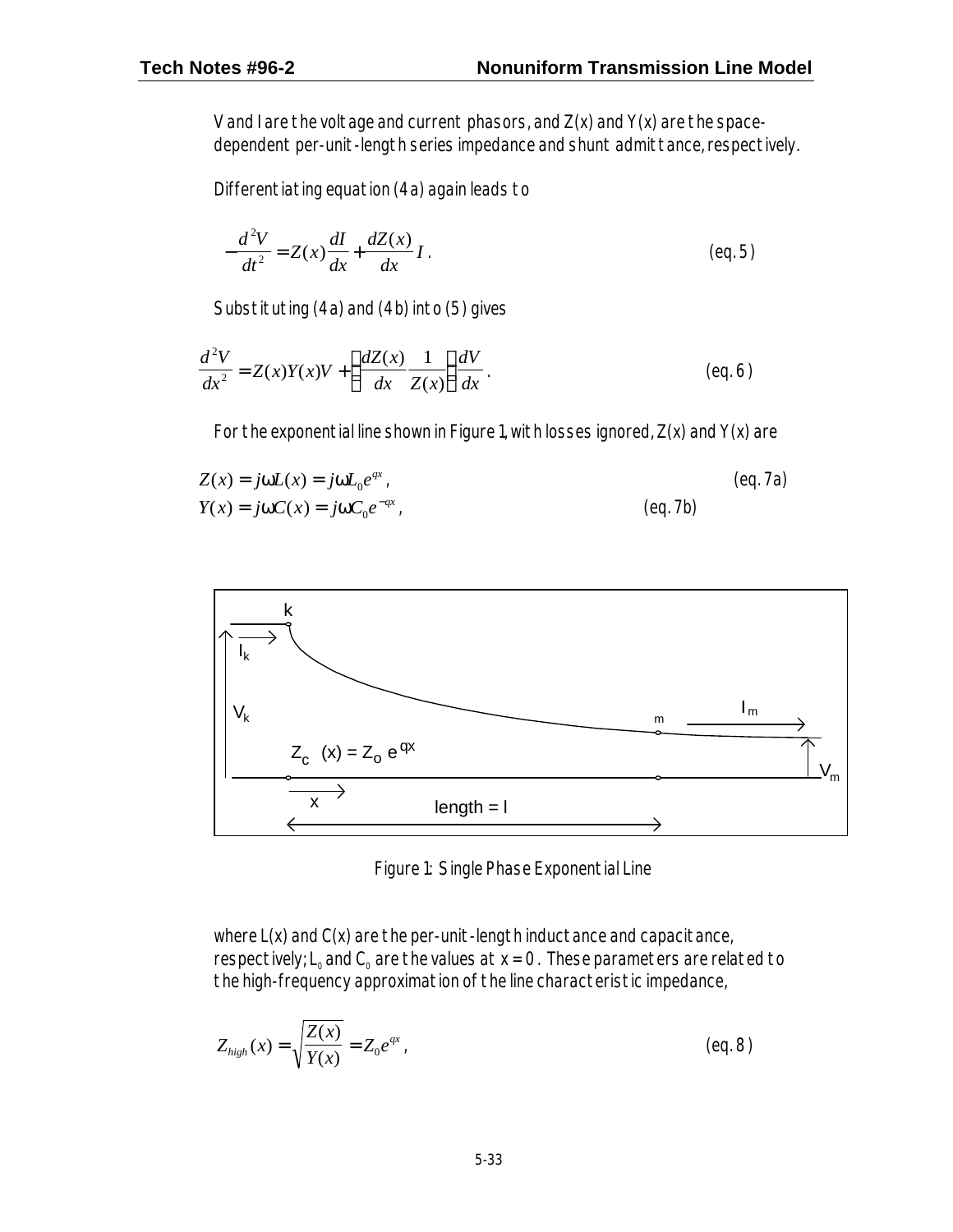V and I are the voltage and current phasors, and Z(x) and Y(x) are the space-dependent per-unit-length series impedance and shunt admittance, respectively.

Differentiating equation (4a) again leads to

$$-\frac{d^2V}{dt^2} = Z(x)\frac{dI}{dx} + \frac{dZ(x)}{dx}I\,. \qquad \text{(eq. 5)}$$

Substituting (4a) and (4b) into (5) gives

$$\frac{d^2V}{dx^2} = Z(x)Y(x)V + \left(\frac{dZ(x)}{dx}\frac{1}{Z(x)}\right)\frac{dV}{dx}\,. \qquad \text{(eq. 6)}$$

For the exponential line shown in Figure 1, with losses ignored, Z(x) and Y(x) are

$$Z(x) = j\omega L(x) = j\omega L_0 e^{qx}\,, \qquad \text{(eq. 7a)}$$

$$Y(x) = j\omega C(x) = j\omega C_0 e^{-qx}\,, \qquad \text{(eq. 7b)}$$

Figure 1: Single Phase Exponential Line

where L(x) and C(x) are the per-unit-length inductance and capacitance, respectively; $L_0$ and $C_0$ are the values at $x = 0$. These parameters are related to the high-frequency approximation of the line characteristic impedance,

$$Z_{high}(x) = \sqrt{\frac{Z(x)}{Y(x)}} = Z_0 e^{qx}\,, \qquad \text{(eq. 8)}$$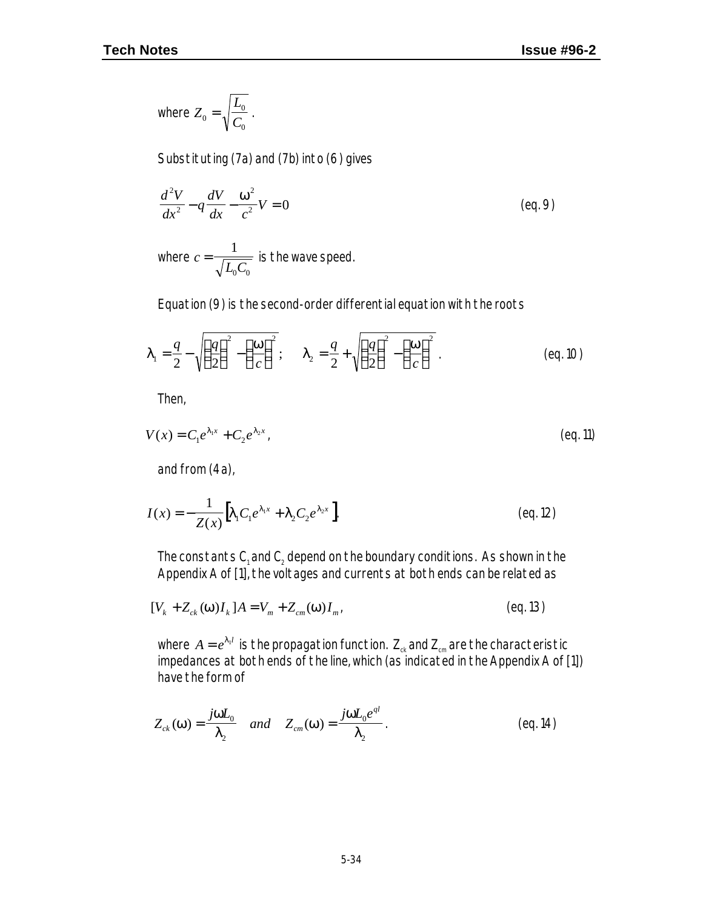where $Z_0 = \sqrt{\frac{L_0}{C_0}}$ .

Substituting (7a) and (7b) into (6) gives

$$\frac{d^2V}{dx^2} - q\frac{dV}{dx} - \frac{\omega^2}{c^2}V = 0 \qquad \text{(eq. 9)}$$

where $c = \frac{1}{\sqrt{L_0 C_0}}$ is the wave speed.

Equation (9) is the second-order differential equation with the roots

$$\lambda_1 = \frac{q}{2} - \sqrt{\left(\frac{q}{2}\right)^2 - \left(\frac{\omega}{c}\right)^2}\,; \qquad \lambda_2 = \frac{q}{2} + \sqrt{\left(\frac{q}{2}\right)^2 - \left(\frac{\omega}{c}\right)^2}\ . \qquad \text{(eq. 10)}$$

Then,

$$V(x) = C_1 e^{\lambda_1 x} + C_2 e^{\lambda_2 x}\,, \qquad \text{(eq. 11)}$$

and from (4a),

$$I(x) = -\frac{1}{Z(x)}\left[\lambda_1 C_1 e^{\lambda_1 x} + \lambda_2 C_2 e^{\lambda_2 x}\right]. \qquad \text{(eq. 12)}$$

The constants $C_1$ and $C_2$ depend on the boundary conditions. As shown in the Appendix A of [1], the voltages and currents at both ends can be related as

$$[V_k + Z_{ck}(\omega) I_k]A = V_m + Z_{cm}(\omega) I_m\,, \qquad \text{(eq. 13)}$$

where $A = e^{\lambda_1 l}$ is the propagation function. $Z_{ck}$ and $Z_{cm}$ are the characteristic impedances at both ends of the line, which (as indicated in the Appendix A of [1]) have the form of

$$Z_{ck}(\omega) = \frac{j\omega L_0}{\lambda_2} \quad and \quad Z_{cm}(\omega) = \frac{j\omega L_0 e^{ql}}{\lambda_2}\,. \qquad \text{(eq. 14)}$$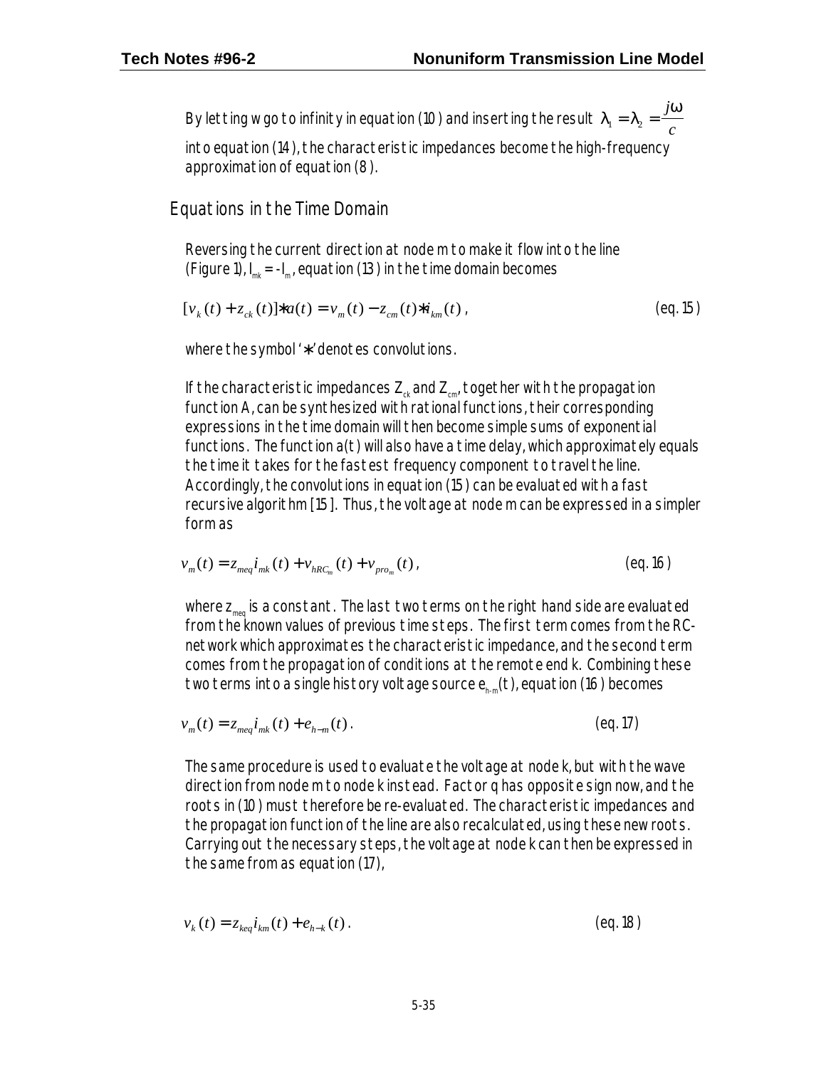By letting w go to infinity in equation (10) and inserting the result $\lambda_1 = \lambda_2 = \dfrac{j\omega}{c}$ into equation (14), the characteristic impedances become the high-frequency approximation of equation (8).

## Equations in the Time Domain

Reversing the current direction at node m to make it flow into the line (Figure 1), $I_{mk} = -I_m$, equation (13) in the time domain becomes

$$[v_k(t) + z_{ck}(t)] * a(t) = v_m(t) - z_{cm}(t) * i_{km}(t)\,, \qquad \text{(eq. 15)}$$

where the symbol '∗' denotes convolutions.

If the characteristic impedances $Z_{ck}$ and $Z_{cm}$, together with the propagation function A, can be synthesized with rational functions, their corresponding expressions in the time domain will then become simple sums of exponential functions. The function a(t) will also have a time delay, which approximately equals the time it takes for the fastest frequency component to travel the line. Accordingly, the convolutions in equation (15) can be evaluated with a fast recursive algorithm [15]. Thus, the voltage at node m can be expressed in a simpler form as

$$v_m(t) = z_{meq} i_{mk}(t) + v_{hRC_m}(t) + v_{pro_m}(t)\,, \qquad \text{(eq. 16)}$$

where $z_{meq}$ is a constant. The last two terms on the right hand side are evaluated from the known values of previous time steps. The first term comes from the RC-network which approximates the characteristic impedance, and the second term comes from the propagation of conditions at the remote end k. Combining these two terms into a single history voltage source $e_{h-m}(t)$, equation (16) becomes

$$v_m(t) = z_{meq} i_{mk}(t) + e_{h-m}(t)\,. \qquad \text{(eq. 17)}$$

The same procedure is used to evaluate the voltage at node k, but with the wave direction from node m to node k instead. Factor q has opposite sign now, and the roots in (10) must therefore be re-evaluated. The characteristic impedances and the propagation function of the line are also recalculated, using these new roots. Carrying out the necessary steps, the voltage at node k can then be expressed in the same from as equation (17),

$$v_k(t) = z_{keq} i_{km}(t) + e_{h-k}(t)\,. \qquad \text{(eq. 18)}$$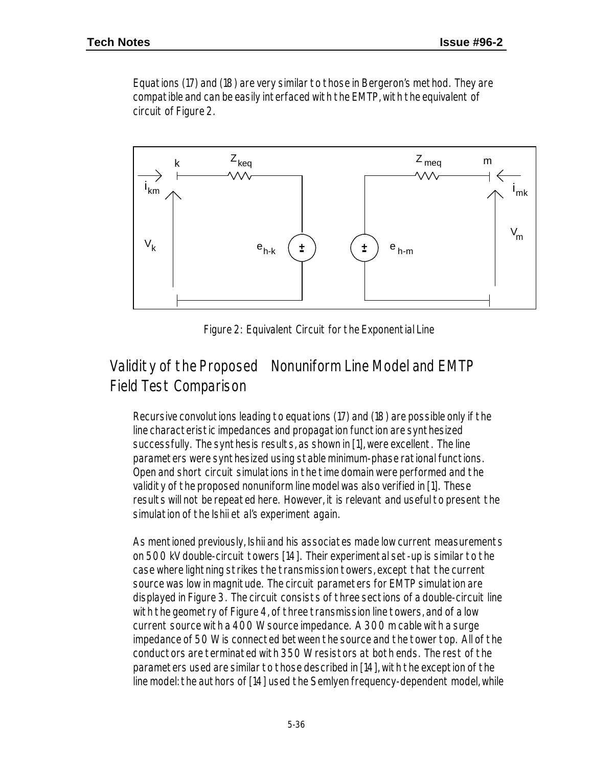Equations (17) and (18) are very similar to those in Bergeron's method. They are compatible and can be easily interfaced with the EMTP, with the equivalent of circuit of Figure 2.

Figure 2: Equivalent Circuit for the Exponential Line

## Validity of the Proposed Nonuniform Line Model and EMTP Field Test Comparison

Recursive convolutions leading to equations (17) and (18) are possible only if the line characteristic impedances and propagation function are synthesized successfully. The synthesis results, as shown in [1], were excellent. The line parameters were synthesized using stable minimum-phase rational functions. Open and short circuit simulations in the time domain were performed and the validity of the proposed nonuniform line model was also verified in [1]. These results will not be repeated here. However, it is relevant and useful to present the simulation of the Ishii et al's experiment again.

As mentioned previously, Ishii and his associates made low current measurements on 500 kV double-circuit towers [14]. Their experimental set-up is similar to the case where lightning strikes the transmission towers, except that the current source was low in magnitude. The circuit parameters for EMTP simulation are displayed in Figure 3. The circuit consists of three sections of a double-circuit line with the geometry of Figure 4, of three transmission line towers, and of a low current source with a 400 W source impedance. A 300 m cable with a surge impedance of 50 W is connected between the source and the tower top. All of the conductors are terminated with 350 W resistors at both ends. The rest of the parameters used are similar to those described in [14], with the exception of the line model: the authors of [14] used the Semlyen frequency-dependent model, while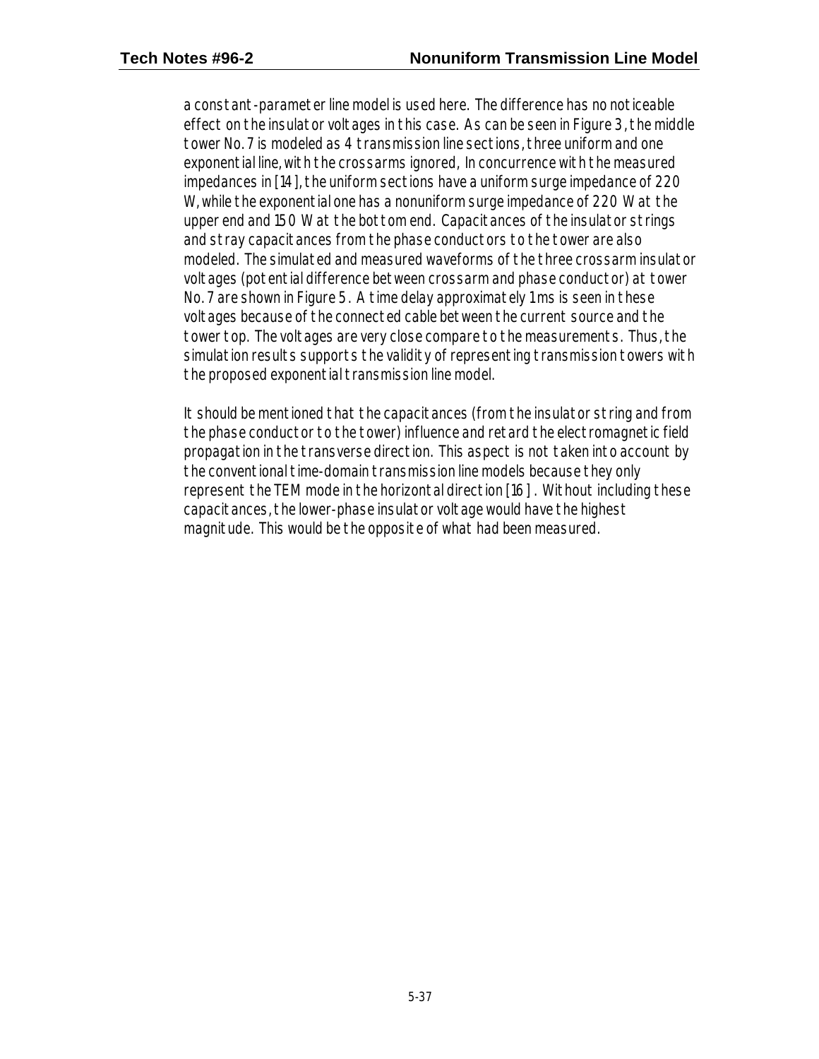a constant-parameter line model is used here. The difference has no noticeable effect on the insulator voltages in this case. As can be seen in Figure 3, the middle tower No. 7 is modeled as 4 transmission line sections, three uniform and one exponential line, with the crossarms ignored, In concurrence with the measured impedances in [14], the uniform sections have a uniform surge impedance of 220 W, while the exponential one has a nonuniform surge impedance of 220 W at the upper end and 150 W at the bottom end. Capacitances of the insulator strings and stray capacitances from the phase conductors to the tower are also modeled. The simulated and measured waveforms of the three crossarm insulator voltages (potential difference between crossarm and phase conductor) at tower No. 7 are shown in Figure 5. A time delay approximately 1 ms is seen in these voltages because of the connected cable between the current source and the tower top. The voltages are very close compare to the measurements. Thus, the simulation results supports the validity of representing transmission towers with the proposed exponential transmission line model.

It should be mentioned that the capacitances (from the insulator string and from the phase conductor to the tower) influence and retard the electromagnetic field propagation in the transverse direction. This aspect is not taken into account by the conventional time-domain transmission line models because they only represent the TEM mode in the horizontal direction [16]. Without including these capacitances, the lower-phase insulator voltage would have the highest magnitude. This would be the opposite of what had been measured.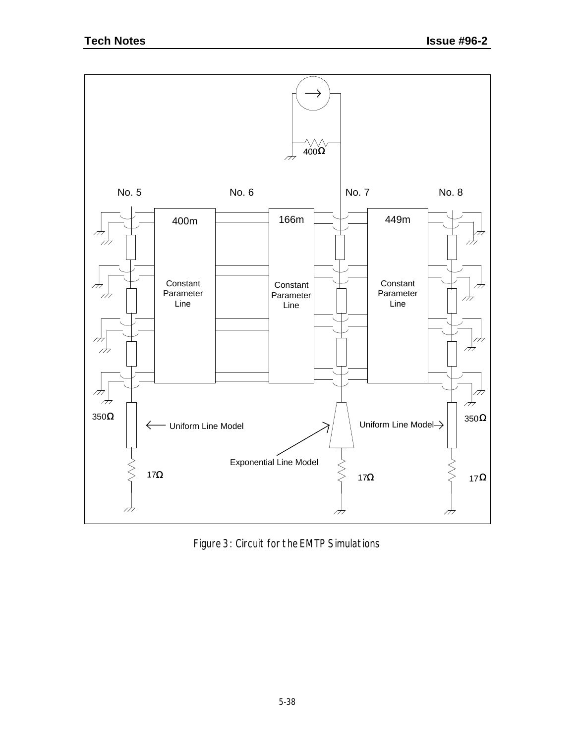No. 5

No. 6

No. 7

No. 8

400Ω

400m

166m

449m

Constant Parameter Line

Constant Parameter Line

Constant Parameter Line

350Ω

350Ω

Uniform Line Model

Uniform Line Model

Exponential Line Model

17Ω

17Ω

17Ω

Figure 3: Circuit for the EMTP Simulations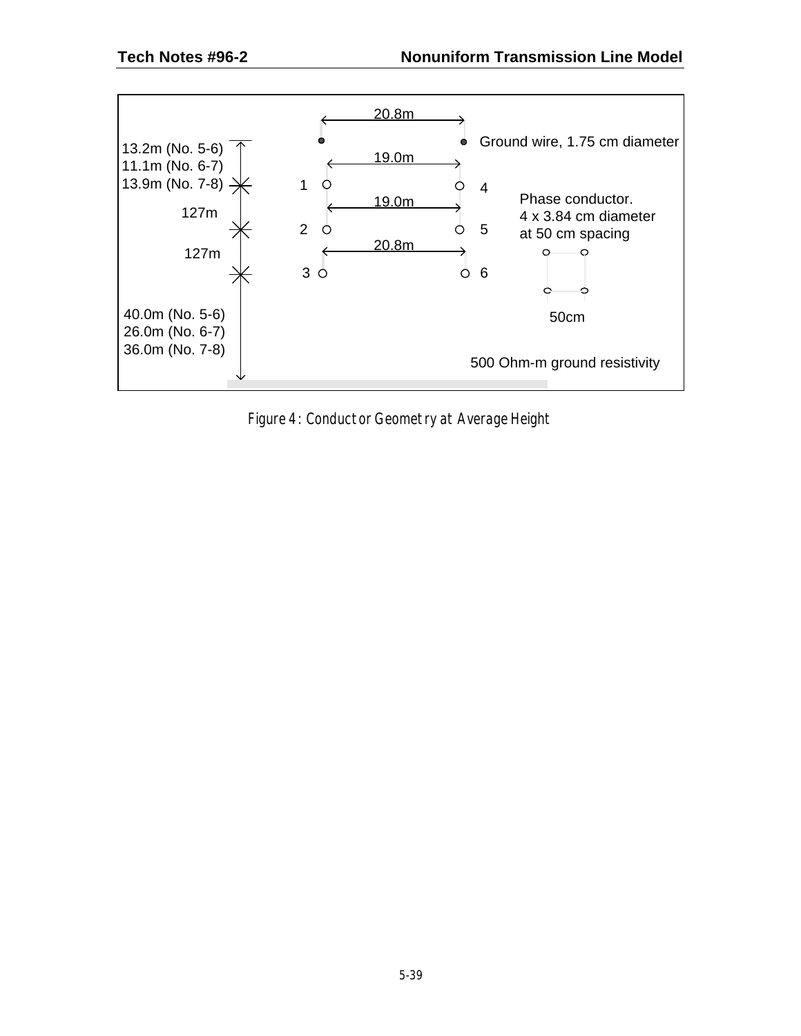20.8m

Ground wire, 1.75 cm diameter

13.2m (No. 5-6)
11.1m (No. 6-7)
13.9m (No. 7-8)

19.0m

1 4

Phase conductor.
4 x 3.84 cm diameter
at 50 cm spacing

127m

19.0m

2 5

127m

20.8m

3 6

50cm

40.0m (No. 5-6)
26.0m (No. 6-7)
36.0m (No. 7-8)

500 Ohm-m ground resistivity

Figure 4: Conductor Geometry at Average Height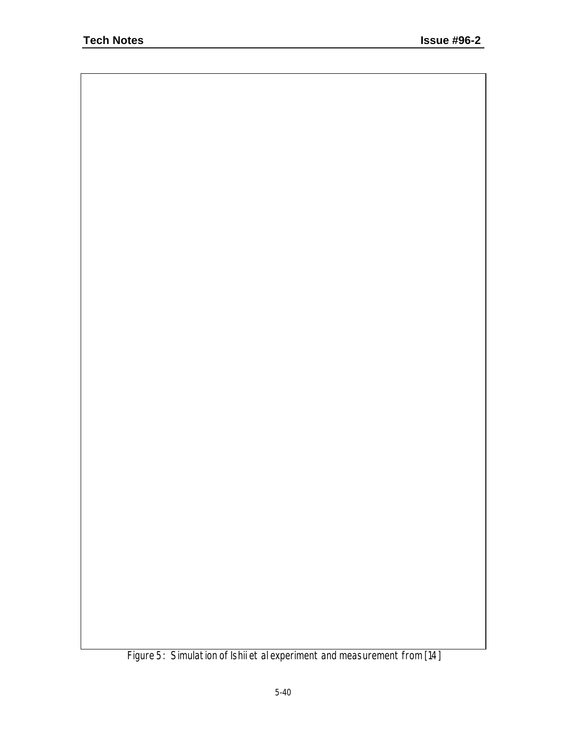*Figure 5: Simulation of Ishii et al experiment and measurement from [14]*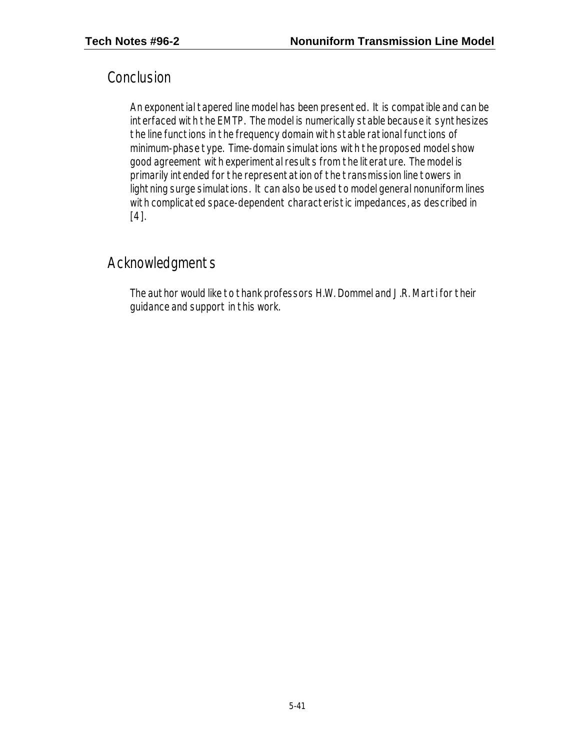## Conclusion

An exponential tapered line model has been presented. It is compatible and can be interfaced with the EMTP. The model is numerically stable because it synthesizes the line functions in the frequency domain with stable rational functions of minimum-phase type. Time-domain simulations with the proposed model show good agreement with experimental results from the literature. The model is primarily intended for the representation of the transmission line towers in lightning surge simulations. It can also be used to model general nonuniform lines with complicated space-dependent characteristic impedances, as described in [4].

## Acknowledgments

The author would like to thank professors H.W. Dommel and J.R. Marti for their guidance and support in this work.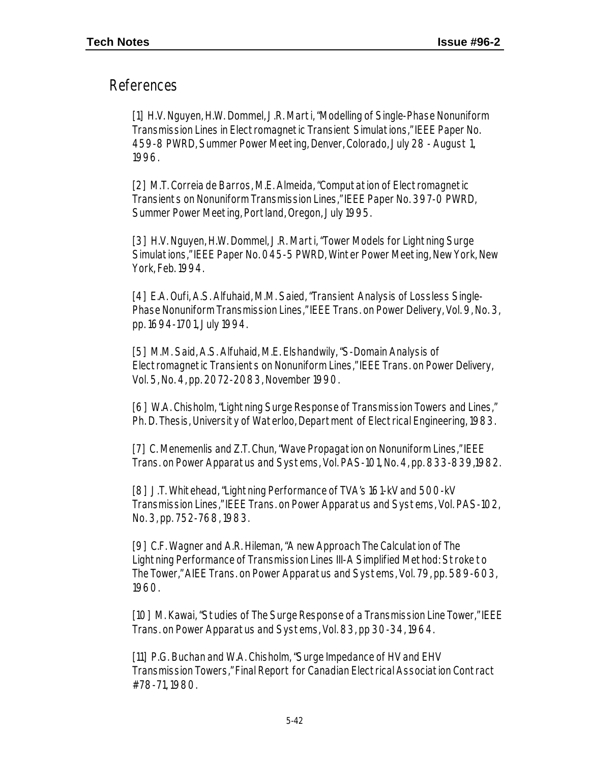## References

[1] H.V. Nguyen, H.W. Dommel, J.R. Marti, "Modelling of Single-Phase Nonuniform Transmission Lines in Electromagnetic Transient Simulations," IEEE Paper No. 459-8 PWRD, Summer Power Meeting, Denver, Colorado, July 28 - August 1, 1996.

[2] M.T. Correia de Barros, M.E. Almeida, "Computation of Electromagnetic Transients on Nonuniform Transmission Lines," IEEE Paper No. 397-0 PWRD, Summer Power Meeting, Portland, Oregon, July 1995.

[3] H.V. Nguyen, H.W. Dommel, J.R. Marti, "Tower Models for Lightning Surge Simulations," IEEE Paper No. 045-5 PWRD, Winter Power Meeting, New York, New York, Feb. 1994.

[4] E.A. Oufi, A.S. Alfuhaid, M.M. Saied, "Transient Analysis of Lossless Single-Phase Nonuniform Transmission Lines," IEEE Trans. on Power Delivery, Vol. 9, No. 3, pp. 1694-1701, July 1994.

[5] M.M. Said, A.S. Alfuhaid, M.E. Elshandwily, "S-Domain Analysis of Electromagnetic Transients on Nonuniform Lines," IEEE Trans. on Power Delivery, Vol. 5, No. 4, pp. 2072-2083, November 1990.

[6] W.A. Chisholm, "Lightning Surge Response of Transmission Towers and Lines," Ph. D. Thesis, University of Waterloo, Department of Electrical Engineering, 1983.

[7] C. Menemenlis and Z.T. Chun, "Wave Propagation on Nonuniform Lines," IEEE Trans. on Power Apparatus and Systems, Vol. PAS-101, No. 4, pp. 833-839, 1982.

[8] J.T. Whitehead, "Lightning Performance of TVA's 161-kV and 500-kV Transmission Lines," IEEE Trans. on Power Apparatus and Systems, Vol. PAS-102, No. 3, pp. 752-768, 1983.

[9] C.F. Wagner and A.R. Hileman, "A new Approach The Calculation of The Lightning Performance of Transmission Lines III-A Simplified Method: Stroke to The Tower," AIEE Trans. on Power Apparatus and Systems, Vol. 79, pp. 589-603, 1960.

[10] M. Kawai, "Studies of The Surge Response of a Transmission Line Tower," IEEE Trans. on Power Apparatus and Systems, Vol. 83, pp 30-34, 1964.

[11] P.G. Buchan and W.A. Chisholm, "Surge Impedance of HV and EHV Transmission Towers," Final Report for Canadian Electrical Association Contract #78-71, 1980.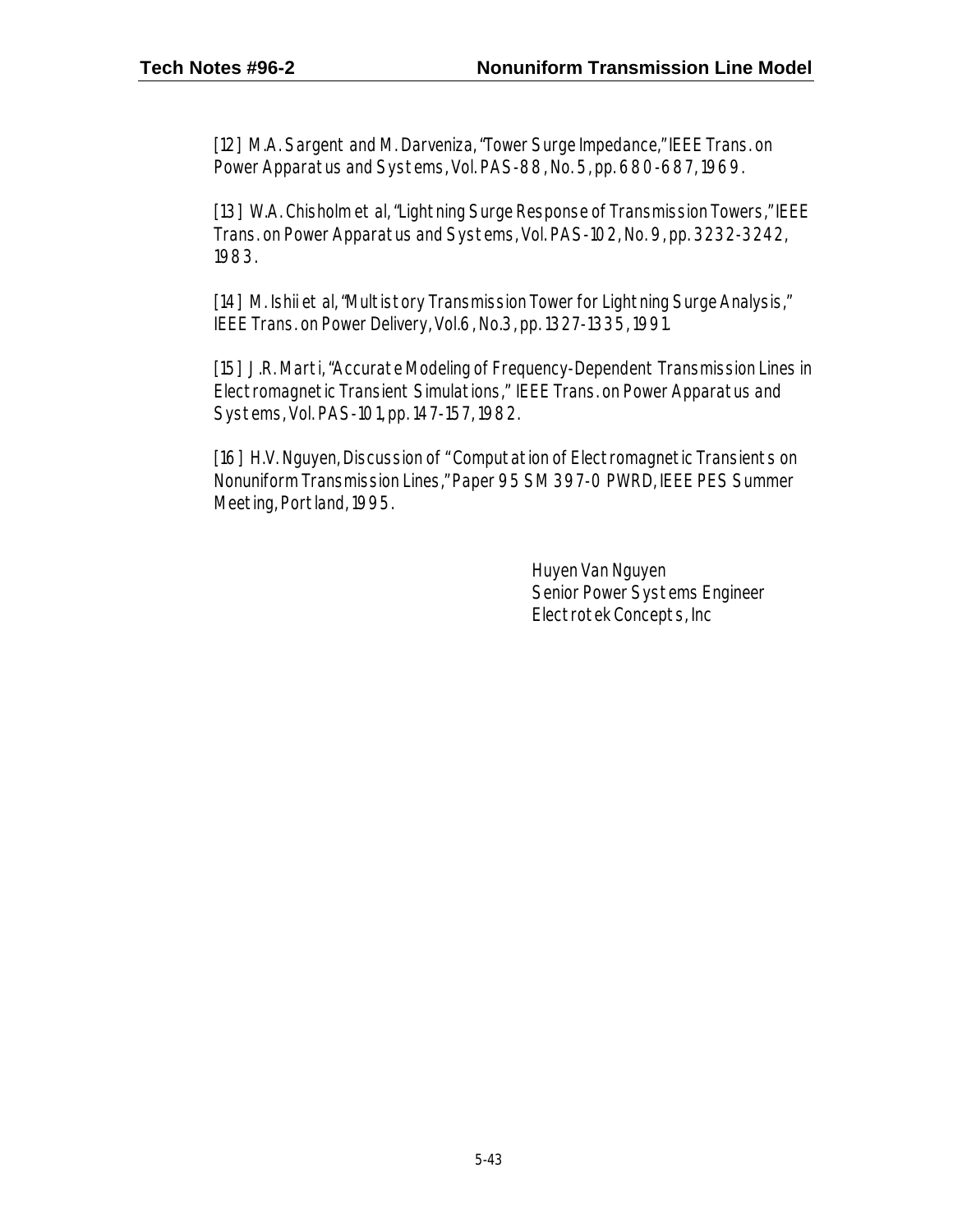[12] M.A. Sargent and M. Darveniza, "Tower Surge Impedance," IEEE Trans. on Power Apparatus and Systems, Vol. PAS-88, No. 5, pp. 680-687, 1969.

[13] W.A. Chisholm et al, "Lightning Surge Response of Transmission Towers," IEEE Trans. on Power Apparatus and Systems, Vol. PAS-102, No. 9, pp. 3232-3242, 1983.

[14] M. Ishii et al, "Multistory Transmission Tower for Lightning Surge Analysis," IEEE Trans. on Power Delivery, Vol.6, No.3, pp. 1327-1335, 1991.

[15] J.R. Marti, "Accurate Modeling of Frequency-Dependent Transmission Lines in Electromagnetic Transient Simulations," IEEE Trans. on Power Apparatus and Systems, Vol. PAS-101, pp. 147-157, 1982.

[16] H.V. Nguyen, Discussion of "Computation of Electromagnetic Transients on Nonuniform Transmission Lines," Paper 95 SM 397-0 PWRD, IEEE PES Summer Meeting, Portland, 1995.

Huyen Van Nguyen
Senior Power Systems Engineer
Electrotek Concepts, Inc